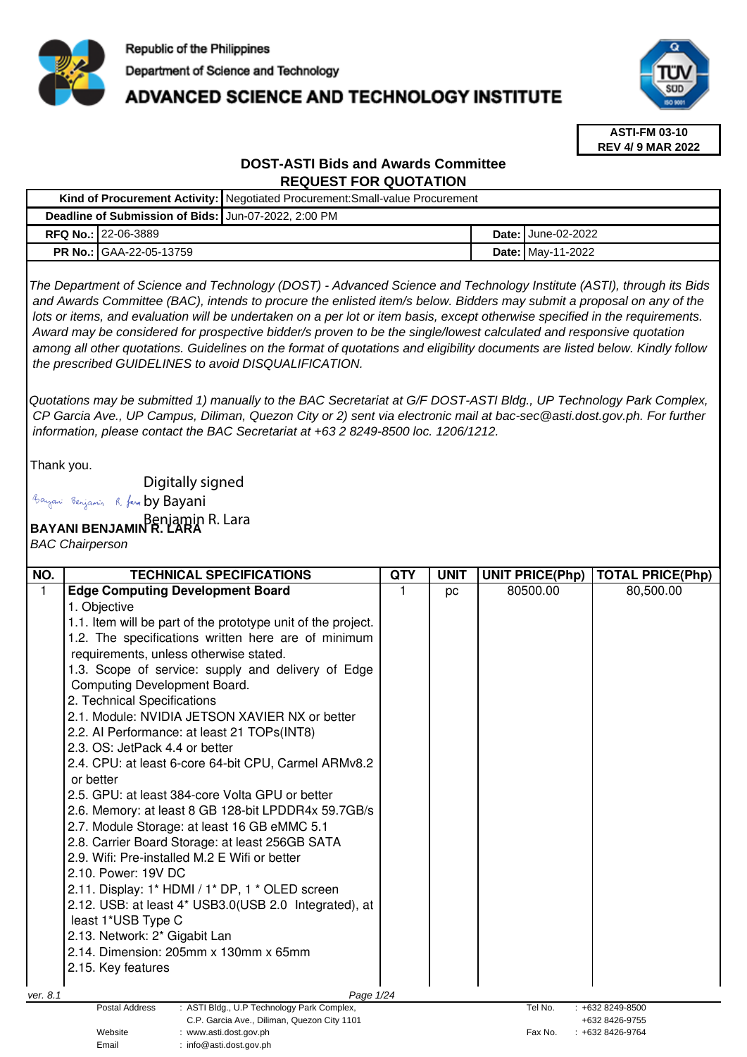Republic of the Philippines
Department of Science and Technology
**ADVANCED SCIENCE AND TECHNOLOGY INSTITUTE**

**ASTI-FM 03-10**
**REV 4/ 9 MAR 2022**

## DOST-ASTI Bids and Awards Committee
## REQUEST FOR QUOTATION

| | | | |
|---|---|---|---|
| **Kind of Procurement Activity:** | Negotiated Procurement:Small-value Procurement | | |
| **Deadline of Submission of Bids:** | Jun-07-2022, 2:00 PM | | |
| **RFQ No.:** | 22-06-3889 | **Date:** | June-02-2022 |
| **PR No.:** | GAA-22-05-13759 | **Date:** | May-11-2022 |

*The Department of Science and Technology (DOST) - Advanced Science and Technology Institute (ASTI), through its Bids and Awards Committee (BAC), intends to procure the enlisted item/s below. Bidders may submit a proposal on any of the lots or items, and evaluation will be undertaken on a per lot or item basis, except otherwise specified in the requirements. Award may be considered for prospective bidder/s proven to be the single/lowest calculated and responsive quotation among all other quotations. Guidelines on the format of quotations and eligibility documents are listed below. Kindly follow the prescribed GUIDELINES to avoid DISQUALIFICATION.*

*Quotations may be submitted 1) manually to the BAC Secretariat at G/F DOST-ASTI Bldg., UP Technology Park Complex, CP Garcia Ave., UP Campus, Diliman, Quezon City or 2) sent via electronic mail at bac-sec@asti.dost.gov.ph. For further information, please contact the BAC Secretariat at +63 2 8249-8500 loc. 1206/1212.*

Thank you.

Digitally signed by Bayani Benjamin R. Lara

**BAYANI BENJAMIN R. LARA**
*BAC Chairperson*

| NO. | TECHNICAL SPECIFICATIONS | QTY | UNIT | UNIT PRICE(Php) | TOTAL PRICE(Php) |
|---|---|---|---|---|---|
| 1 | **Edge Computing Development Board**<br>1. Objective<br>1.1. Item will be part of the prototype unit of the project.<br>1.2. The specifications written here are of minimum requirements, unless otherwise stated.<br>1.3. Scope of service: supply and delivery of Edge Computing Development Board.<br>2. Technical Specifications<br>2.1. Module: NVIDIA JETSON XAVIER NX or better<br>2.2. AI Performance: at least 21 TOPs(INT8)<br>2.3. OS: JetPack 4.4 or better<br>2.4. CPU: at least 6-core 64-bit CPU, Carmel ARMv8.2 or better<br>2.5. GPU: at least 384-core Volta GPU or better<br>2.6. Memory: at least 8 GB 128-bit LPDDR4x 59.7GB/s<br>2.7. Module Storage: at least 16 GB eMMC 5.1<br>2.8. Carrier Board Storage: at least 256GB SATA<br>2.9. Wifi: Pre-installed M.2 E Wifi or better<br>2.10. Power: 19V DC<br>2.11. Display: 1* HDMI / 1* DP, 1 * OLED screen<br>2.12. USB: at least 4* USB3.0(USB 2.0 Integrated), at least 1*USB Type C<br>2.13. Network: 2* Gigabit Lan<br>2.14. Dimension: 205mm x 130mm x 65mm<br>2.15. Key features | 1 | pc | 80500.00 | 80,500.00 |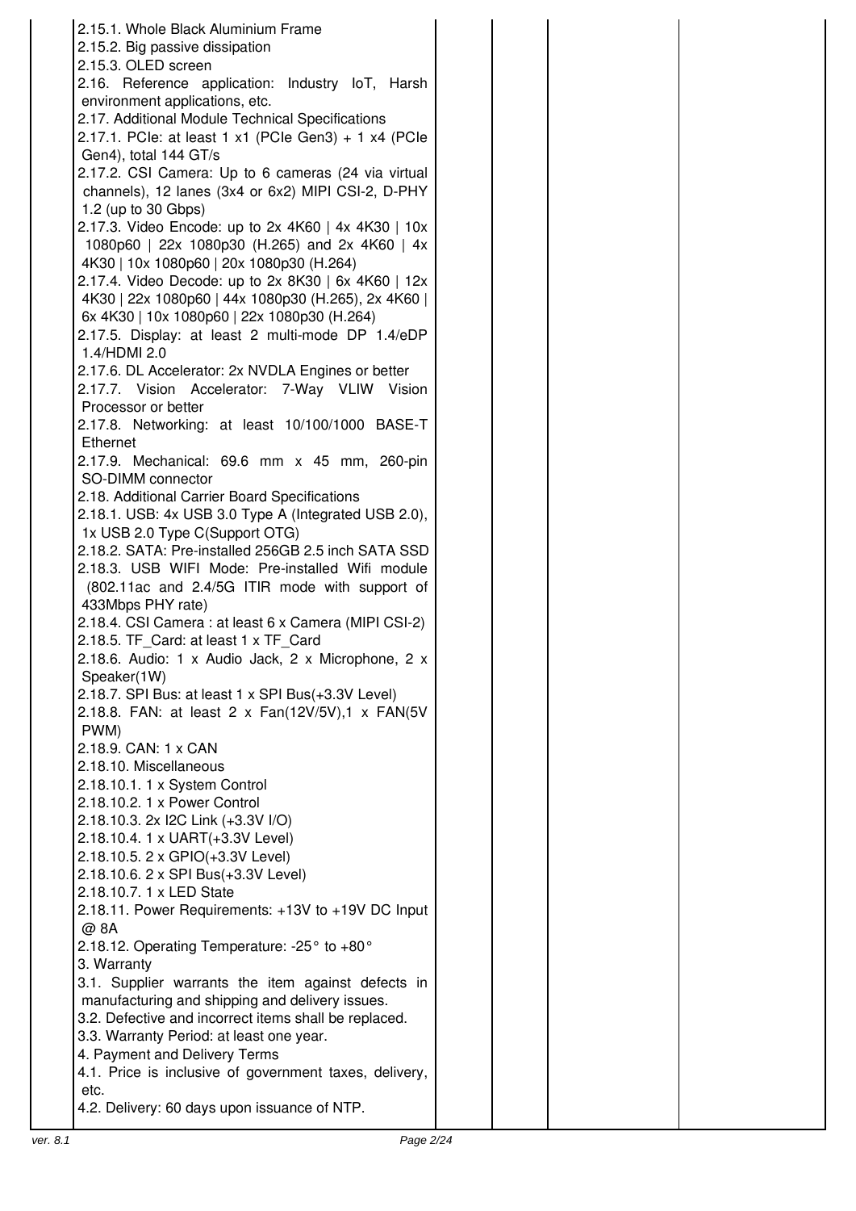|  |  |  |  |  |
|---|---|---|---|---|
| 2.15.1. Whole Black Aluminium Frame<br>2.15.2. Big passive dissipation<br>2.15.3. OLED screen<br>2.16. Reference application: Industry IoT, Harsh environment applications, etc.<br>2.17. Additional Module Technical Specifications<br>2.17.1. PCIe: at least 1 x1 (PCIe Gen3) + 1 x4 (PCIe Gen4), total 144 GT/s<br>2.17.2. CSI Camera: Up to 6 cameras (24 via virtual channels), 12 lanes (3x4 or 6x2) MIPI CSI-2, D-PHY 1.2 (up to 30 Gbps)<br>2.17.3. Video Encode: up to 2x 4K60 \| 4x 4K30 \| 10x 1080p60 \| 22x 1080p30 (H.265) and 2x 4K60 \| 4x 4K30 \| 10x 1080p60 \| 20x 1080p30 (H.264)<br>2.17.4. Video Decode: up to 2x 8K30 \| 6x 4K60 \| 12x 4K30 \| 22x 1080p60 \| 44x 1080p30 (H.265), 2x 4K60 \| 6x 4K30 \| 10x 1080p60 \| 22x 1080p30 (H.264)<br>2.17.5. Display: at least 2 multi-mode DP 1.4/eDP 1.4/HDMI 2.0<br>2.17.6. DL Accelerator: 2x NVDLA Engines or better<br>2.17.7. Vision Accelerator: 7-Way VLIW Vision Processor or better<br>2.17.8. Networking: at least 10/100/1000 BASE-T Ethernet<br>2.17.9. Mechanical: 69.6 mm x 45 mm, 260-pin SO-DIMM connector<br>2.18. Additional Carrier Board Specifications<br>2.18.1. USB: 4x USB 3.0 Type A (Integrated USB 2.0), 1x USB 2.0 Type C(Support OTG)<br>2.18.2. SATA: Pre-installed 256GB 2.5 inch SATA SSD<br>2.18.3. USB WIFI Mode: Pre-installed Wifi module (802.11ac and 2.4/5G ITIR mode with support of 433Mbps PHY rate)<br>2.18.4. CSI Camera : at least 6 x Camera (MIPI CSI-2)<br>2.18.5. TF_Card: at least 1 x TF_Card<br>2.18.6. Audio: 1 x Audio Jack, 2 x Microphone, 2 x Speaker(1W)<br>2.18.7. SPI Bus: at least 1 x SPI Bus(+3.3V Level)<br>2.18.8. FAN: at least 2 x Fan(12V/5V),1 x FAN(5V PWM)<br>2.18.9. CAN: 1 x CAN<br>2.18.10. Miscellaneous<br>2.18.10.1. 1 x System Control<br>2.18.10.2. 1 x Power Control<br>2.18.10.3. 2x I2C Link (+3.3V I/O)<br>2.18.10.4. 1 x UART(+3.3V Level)<br>2.18.10.5. 2 x GPIO(+3.3V Level)<br>2.18.10.6. 2 x SPI Bus(+3.3V Level)<br>2.18.10.7. 1 x LED State<br>2.18.11. Power Requirements: +13V to +19V DC Input @ 8A<br>2.18.12. Operating Temperature: -25° to +80°<br>3. Warranty<br>3.1. Supplier warrants the item against defects in manufacturing and shipping and delivery issues.<br>3.2. Defective and incorrect items shall be replaced.<br>3.3. Warranty Period: at least one year.<br>4. Payment and Delivery Terms<br>4.1. Price is inclusive of government taxes, delivery, etc.<br>4.2. Delivery: 60 days upon issuance of NTP. |  |  |  |  |

ver. 8.1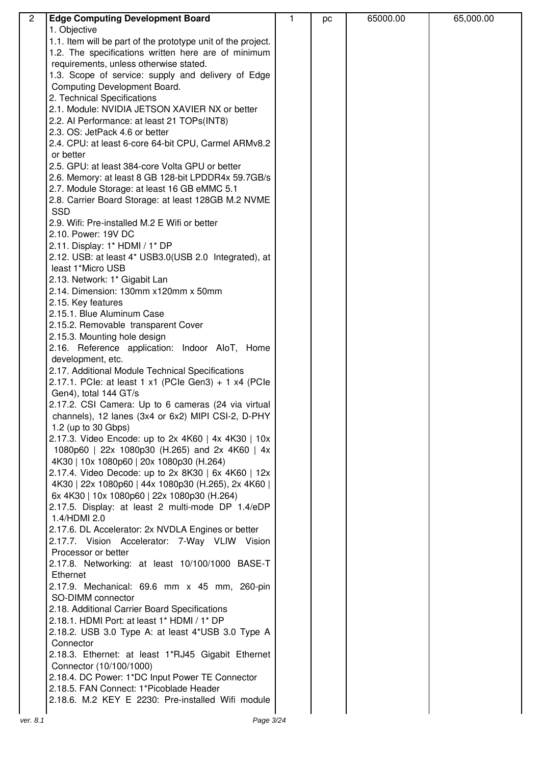| 2 | **Edge Computing Development Board**<br>1. Objective<br>1.1. Item will be part of the prototype unit of the project.<br>1.2. The specifications written here are of minimum requirements, unless otherwise stated.<br>1.3. Scope of service: supply and delivery of Edge Computing Development Board.<br>2. Technical Specifications<br>2.1. Module: NVIDIA JETSON XAVIER NX or better<br>2.2. AI Performance: at least 21 TOPs(INT8)<br>2.3. OS: JetPack 4.6 or better<br>2.4. CPU: at least 6-core 64-bit CPU, Carmel ARMv8.2 or better<br>2.5. GPU: at least 384-core Volta GPU or better<br>2.6. Memory: at least 8 GB 128-bit LPDDR4x 59.7GB/s<br>2.7. Module Storage: at least 16 GB eMMC 5.1<br>2.8. Carrier Board Storage: at least 128GB M.2 NVME SSD<br>2.9. Wifi: Pre-installed M.2 E Wifi or better<br>2.10. Power: 19V DC<br>2.11. Display: 1* HDMI / 1* DP<br>2.12. USB: at least 4* USB3.0(USB 2.0 Integrated), at least 1*Micro USB<br>2.13. Network: 1* Gigabit Lan<br>2.14. Dimension: 130mm x120mm x 50mm<br>2.15. Key features<br>2.15.1. Blue Aluminum Case<br>2.15.2. Removable transparent Cover<br>2.15.3. Mounting hole design<br>2.16. Reference application: Indoor AIoT, Home development, etc.<br>2.17. Additional Module Technical Specifications<br>2.17.1. PCIe: at least 1 x1 (PCIe Gen3) + 1 x4 (PCIe Gen4), total 144 GT/s<br>2.17.2. CSI Camera: Up to 6 cameras (24 via virtual channels), 12 lanes (3x4 or 6x2) MIPI CSI-2, D-PHY 1.2 (up to 30 Gbps)<br>2.17.3. Video Encode: up to 2x 4K60 \| 4x 4K30 \| 10x 1080p60 \| 22x 1080p30 (H.265) and 2x 4K60 \| 4x 4K30 \| 10x 1080p60 \| 20x 1080p30 (H.264)<br>2.17.4. Video Decode: up to 2x 8K30 \| 6x 4K60 \| 12x 4K30 \| 22x 1080p60 \| 44x 1080p30 (H.265), 2x 4K60 \| 6x 4K30 \| 10x 1080p60 \| 22x 1080p30 (H.264)<br>2.17.5. Display: at least 2 multi-mode DP 1.4/eDP 1.4/HDMI 2.0<br>2.17.6. DL Accelerator: 2x NVDLA Engines or better<br>2.17.7. Vision Accelerator: 7-Way VLIW Vision Processor or better<br>2.17.8. Networking: at least 10/100/1000 BASE-T Ethernet<br>2.17.9. Mechanical: 69.6 mm x 45 mm, 260-pin SO-DIMM connector<br>2.18. Additional Carrier Board Specifications<br>2.18.1. HDMI Port: at least 1* HDMI / 1* DP<br>2.18.2. USB 3.0 Type A: at least 4*USB 3.0 Type A Connector<br>2.18.3. Ethernet: at least 1*RJ45 Gigabit Ethernet Connector (10/100/1000)<br>2.18.4. DC Power: 1*DC Input Power TE Connector<br>2.18.5. FAN Connect: 1*Picoblade Header<br>2.18.6. M.2 KEY E 2230: Pre-installed Wifi module | 1 | pc | 65000.00 | 65,000.00 |
|---|---|---|---|---|---|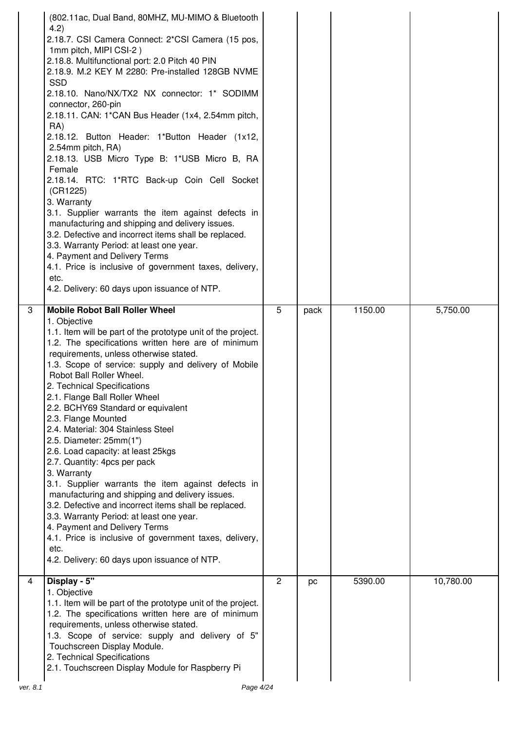| | | | | | |
|---|---|---|---|---|---|
| | (802.11ac, Dual Band, 80MHZ, MU-MIMO & Bluetooth 4.2)<br>2.18.7. CSI Camera Connect: 2*CSI Camera (15 pos, 1mm pitch, MIPI CSI-2 )<br>2.18.8. Multifunctional port: 2.0 Pitch 40 PIN<br>2.18.9. M.2 KEY M 2280: Pre-installed 128GB NVME SSD<br>2.18.10. Nano/NX/TX2 NX connector: 1* SODIMM connector, 260-pin<br>2.18.11. CAN: 1*CAN Bus Header (1x4, 2.54mm pitch, RA)<br>2.18.12. Button Header: 1*Button Header (1x12, 2.54mm pitch, RA)<br>2.18.13. USB Micro Type B: 1*USB Micro B, RA Female<br>2.18.14. RTC: 1*RTC Back-up Coin Cell Socket (CR1225)<br>3. Warranty<br>3.1. Supplier warrants the item against defects in manufacturing and shipping and delivery issues.<br>3.2. Defective and incorrect items shall be replaced.<br>3.3. Warranty Period: at least one year.<br>4. Payment and Delivery Terms<br>4.1. Price is inclusive of government taxes, delivery, etc.<br>4.2. Delivery: 60 days upon issuance of NTP. | | | | |
| 3 | **Mobile Robot Ball Roller Wheel**<br>1. Objective<br>1.1. Item will be part of the prototype unit of the project.<br>1.2. The specifications written here are of minimum requirements, unless otherwise stated.<br>1.3. Scope of service: supply and delivery of Mobile Robot Ball Roller Wheel.<br>2. Technical Specifications<br>2.1. Flange Ball Roller Wheel<br>2.2. BCHY69 Standard or equivalent<br>2.3. Flange Mounted<br>2.4. Material: 304 Stainless Steel<br>2.5. Diameter: 25mm(1")<br>2.6. Load capacity: at least 25kgs<br>2.7. Quantity: 4pcs per pack<br>3. Warranty<br>3.1. Supplier warrants the item against defects in manufacturing and shipping and delivery issues.<br>3.2. Defective and incorrect items shall be replaced.<br>3.3. Warranty Period: at least one year.<br>4. Payment and Delivery Terms<br>4.1. Price is inclusive of government taxes, delivery, etc.<br>4.2. Delivery: 60 days upon issuance of NTP. | 5 | pack | 1150.00 | 5,750.00 |
| 4 | **Display - 5"**<br>1. Objective<br>1.1. Item will be part of the prototype unit of the project.<br>1.2. The specifications written here are of minimum requirements, unless otherwise stated.<br>1.3. Scope of service: supply and delivery of 5" Touchscreen Display Module.<br>2. Technical Specifications<br>2.1. Touchscreen Display Module for Raspberry Pi | 2 | pc | 5390.00 | 10,780.00 |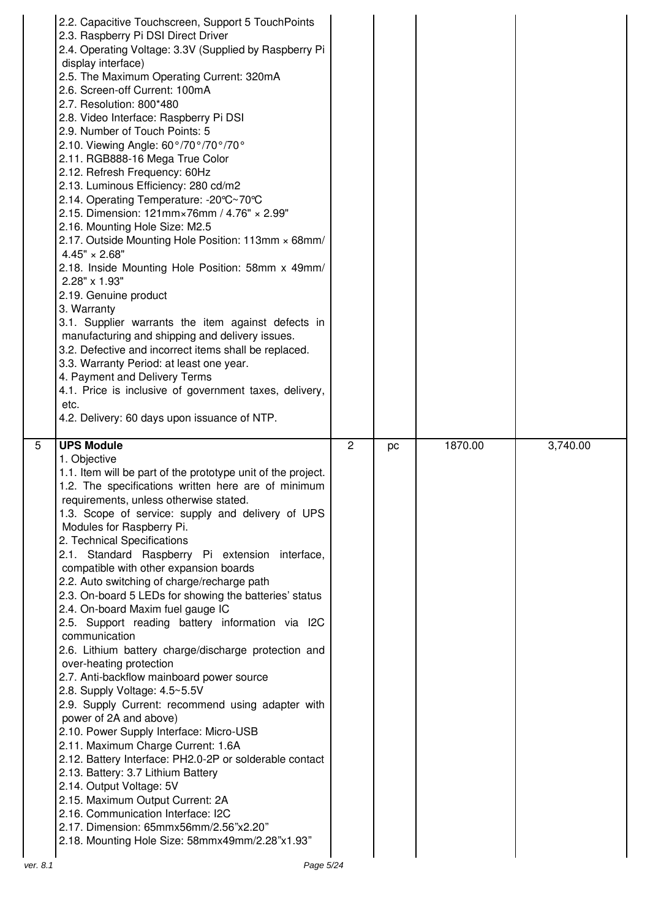| | | | | | |
|---|---|---|---|---|---|
| | 2.2. Capacitive Touchscreen, Support 5 TouchPoints<br>2.3. Raspberry Pi DSI Direct Driver<br>2.4. Operating Voltage: 3.3V (Supplied by Raspberry Pi display interface)<br>2.5. The Maximum Operating Current: 320mA<br>2.6. Screen-off Current: 100mA<br>2.7. Resolution: 800*480<br>2.8. Video Interface: Raspberry Pi DSI<br>2.9. Number of Touch Points: 5<br>2.10. Viewing Angle: 60°/70°/70°/70°<br>2.11. RGB888-16 Mega True Color<br>2.12. Refresh Frequency: 60Hz<br>2.13. Luminous Efficiency: 280 cd/m2<br>2.14. Operating Temperature: -20℃~70℃<br>2.15. Dimension: 121mm×76mm / 4.76" × 2.99"<br>2.16. Mounting Hole Size: M2.5<br>2.17. Outside Mounting Hole Position: 113mm × 68mm/ 4.45" × 2.68"<br>2.18. Inside Mounting Hole Position: 58mm x 49mm/ 2.28" x 1.93"<br>2.19. Genuine product<br>3. Warranty<br>3.1. Supplier warrants the item against defects in manufacturing and shipping and delivery issues.<br>3.2. Defective and incorrect items shall be replaced.<br>3.3. Warranty Period: at least one year.<br>4. Payment and Delivery Terms<br>4.1. Price is inclusive of government taxes, delivery, etc.<br>4.2. Delivery: 60 days upon issuance of NTP. | | | | |
| 5 | **UPS Module**<br>1. Objective<br>1.1. Item will be part of the prototype unit of the project.<br>1.2. The specifications written here are of minimum requirements, unless otherwise stated.<br>1.3. Scope of service: supply and delivery of UPS Modules for Raspberry Pi.<br>2. Technical Specifications<br>2.1. Standard Raspberry Pi extension interface, compatible with other expansion boards<br>2.2. Auto switching of charge/recharge path<br>2.3. On-board 5 LEDs for showing the batteries' status<br>2.4. On-board Maxim fuel gauge IC<br>2.5. Support reading battery information via I2C communication<br>2.6. Lithium battery charge/discharge protection and over-heating protection<br>2.7. Anti-backflow mainboard power source<br>2.8. Supply Voltage: 4.5~5.5V<br>2.9. Supply Current: recommend using adapter with power of 2A and above)<br>2.10. Power Supply Interface: Micro-USB<br>2.11. Maximum Charge Current: 1.6A<br>2.12. Battery Interface: PH2.0-2P or solderable contact<br>2.13. Battery: 3.7 Lithium Battery<br>2.14. Output Voltage: 5V<br>2.15. Maximum Output Current: 2A<br>2.16. Communication Interface: I2C<br>2.17. Dimension: 65mmx56mm/2.56"x2.20"<br>2.18. Mounting Hole Size: 58mmx49mm/2.28"x1.93" | 2 | pc | 1870.00 | 3,740.00 |

ver. 8.1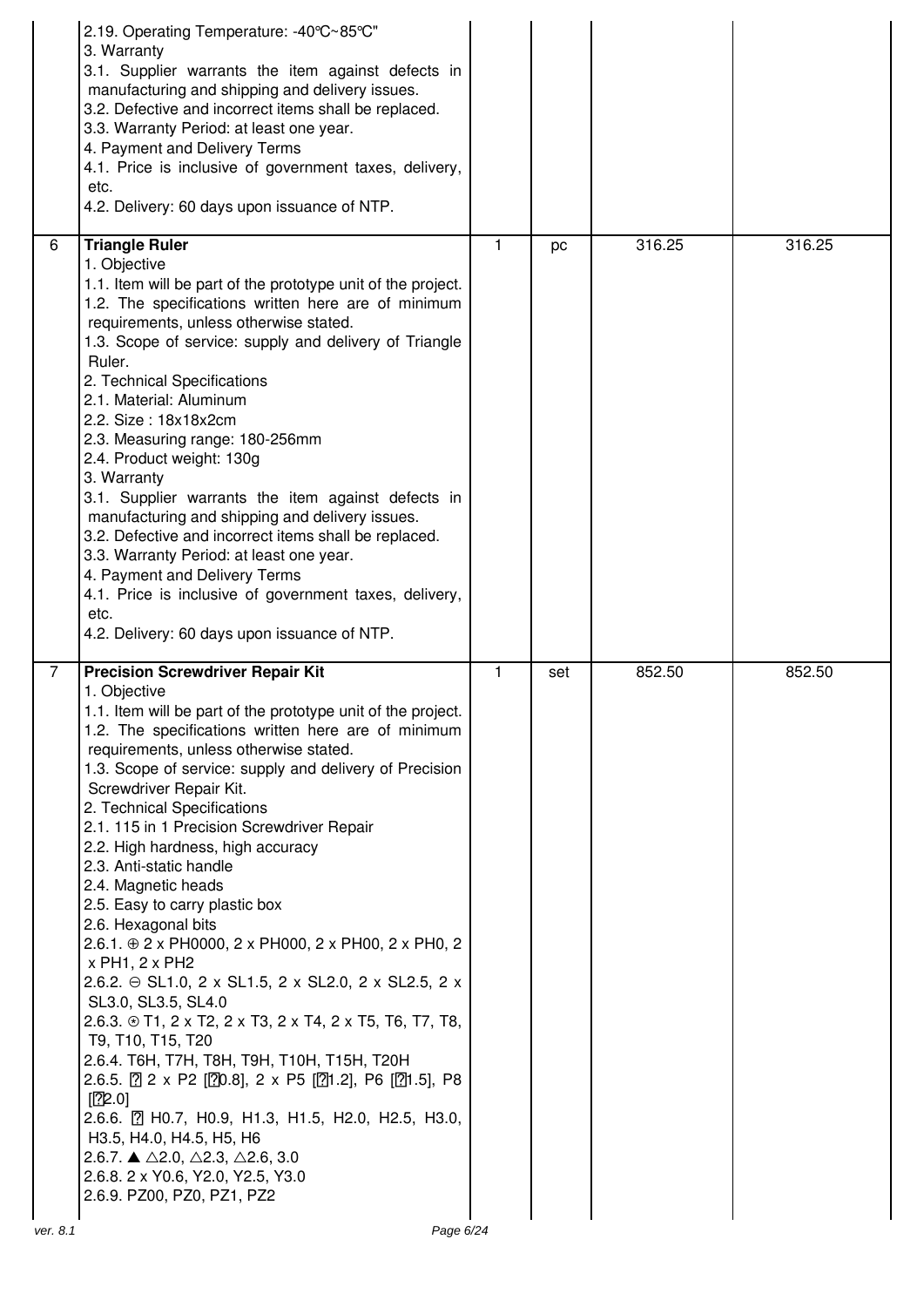| | | | | | |
|---|---|---|---|---|---|
| | 2.19. Operating Temperature: -40℃~85℃"<br>3. Warranty<br>3.1. Supplier warrants the item against defects in manufacturing and shipping and delivery issues.<br>3.2. Defective and incorrect items shall be replaced.<br>3.3. Warranty Period: at least one year.<br>4. Payment and Delivery Terms<br>4.1. Price is inclusive of government taxes, delivery, etc.<br>4.2. Delivery: 60 days upon issuance of NTP. | | | | |
| 6 | **Triangle Ruler**<br>1. Objective<br>1.1. Item will be part of the prototype unit of the project.<br>1.2. The specifications written here are of minimum requirements, unless otherwise stated.<br>1.3. Scope of service: supply and delivery of Triangle Ruler.<br>2. Technical Specifications<br>2.1. Material: Aluminum<br>2.2. Size : 18x18x2cm<br>2.3. Measuring range: 180-256mm<br>2.4. Product weight: 130g<br>3. Warranty<br>3.1. Supplier warrants the item against defects in manufacturing and shipping and delivery issues.<br>3.2. Defective and incorrect items shall be replaced.<br>3.3. Warranty Period: at least one year.<br>4. Payment and Delivery Terms<br>4.1. Price is inclusive of government taxes, delivery, etc.<br>4.2. Delivery: 60 days upon issuance of NTP. | 1 | pc | 316.25 | 316.25 |
| 7 | **Precision Screwdriver Repair Kit**<br>1. Objective<br>1.1. Item will be part of the prototype unit of the project.<br>1.2. The specifications written here are of minimum requirements, unless otherwise stated.<br>1.3. Scope of service: supply and delivery of Precision Screwdriver Repair Kit.<br>2. Technical Specifications<br>2.1. 115 in 1 Precision Screwdriver Repair<br>2.2. High hardness, high accuracy<br>2.3. Anti-static handle<br>2.4. Magnetic heads<br>2.5. Easy to carry plastic box<br>2.6. Hexagonal bits<br>2.6.1. ⊕ 2 x PH0000, 2 x PH000, 2 x PH00, 2 x PH0, 2 x PH1, 2 x PH2<br>2.6.2. ⊖ SL1.0, 2 x SL1.5, 2 x SL2.0, 2 x SL2.5, 2 x SL3.0, SL3.5, SL4.0<br>2.6.3. ⍟ T1, 2 x T2, 2 x T3, 2 x T4, 2 x T5, T6, T7, T8, T9, T10, T15, T20<br>2.6.4. T6H, T7H, T8H, T9H, T10H, T15H, T20H<br>2.6.5. ? 2 x P2 [?0.8], 2 x P5 [?1.2], P6 [?1.5], P8 [?2.0]<br>2.6.6. ? H0.7, H0.9, H1.3, H1.5, H2.0, H2.5, H3.0, H3.5, H4.0, H4.5, H5, H6<br>2.6.7. ▲ △2.0, △2.3, △2.6, 3.0<br>2.6.8. 2 x Y0.6, Y2.0, Y2.5, Y3.0<br>2.6.9. PZ00, PZ0, PZ1, PZ2 | 1 | set | 852.50 | 852.50 |

ver. 8.1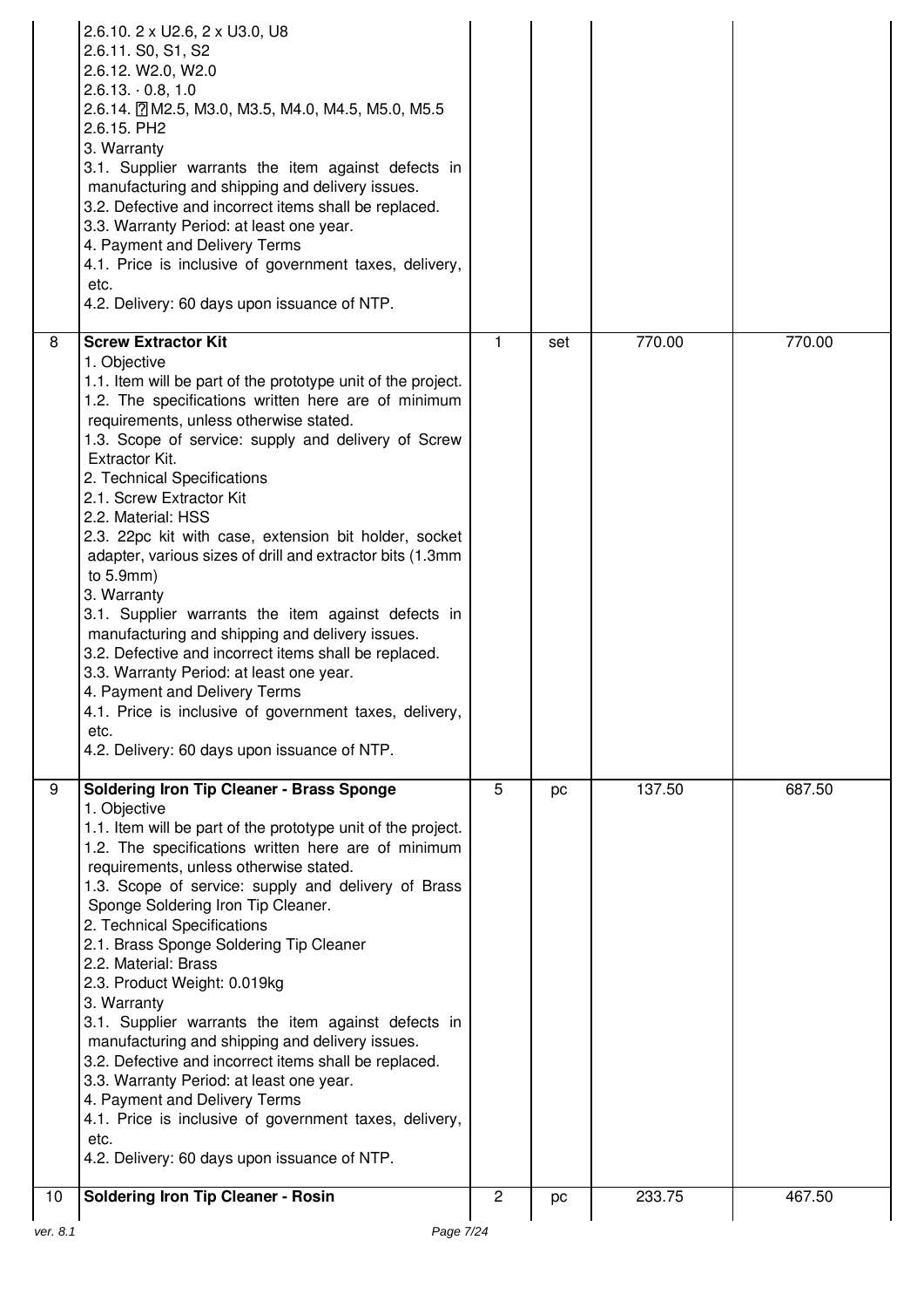| | | | | | |
|---|---|---|---|---|---|
| | 2.6.10. 2 x U2.6, 2 x U3.0, U8<br>2.6.11. S0, S1, S2<br>2.6.12. W2.0, W2.0<br>2.6.13. · 0.8, 1.0<br>2.6.14. ? M2.5, M3.0, M3.5, M4.0, M4.5, M5.0, M5.5<br>2.6.15. PH2<br>3. Warranty<br>3.1. Supplier warrants the item against defects in manufacturing and shipping and delivery issues.<br>3.2. Defective and incorrect items shall be replaced.<br>3.3. Warranty Period: at least one year.<br>4. Payment and Delivery Terms<br>4.1. Price is inclusive of government taxes, delivery, etc.<br>4.2. Delivery: 60 days upon issuance of NTP. | | | | |
| 8 | **Screw Extractor Kit**<br>1. Objective<br>1.1. Item will be part of the prototype unit of the project.<br>1.2. The specifications written here are of minimum requirements, unless otherwise stated.<br>1.3. Scope of service: supply and delivery of Screw Extractor Kit.<br>2. Technical Specifications<br>2.1. Screw Extractor Kit<br>2.2. Material: HSS<br>2.3. 22pc kit with case, extension bit holder, socket adapter, various sizes of drill and extractor bits (1.3mm to 5.9mm)<br>3. Warranty<br>3.1. Supplier warrants the item against defects in manufacturing and shipping and delivery issues.<br>3.2. Defective and incorrect items shall be replaced.<br>3.3. Warranty Period: at least one year.<br>4. Payment and Delivery Terms<br>4.1. Price is inclusive of government taxes, delivery, etc.<br>4.2. Delivery: 60 days upon issuance of NTP. | 1 | set | 770.00 | 770.00 |
| 9 | **Soldering Iron Tip Cleaner - Brass Sponge**<br>1. Objective<br>1.1. Item will be part of the prototype unit of the project.<br>1.2. The specifications written here are of minimum requirements, unless otherwise stated.<br>1.3. Scope of service: supply and delivery of Brass Sponge Soldering Iron Tip Cleaner.<br>2. Technical Specifications<br>2.1. Brass Sponge Soldering Tip Cleaner<br>2.2. Material: Brass<br>2.3. Product Weight: 0.019kg<br>3. Warranty<br>3.1. Supplier warrants the item against defects in manufacturing and shipping and delivery issues.<br>3.2. Defective and incorrect items shall be replaced.<br>3.3. Warranty Period: at least one year.<br>4. Payment and Delivery Terms<br>4.1. Price is inclusive of government taxes, delivery, etc.<br>4.2. Delivery: 60 days upon issuance of NTP. | 5 | pc | 137.50 | 687.50 |
| 10 | **Soldering Iron Tip Cleaner - Rosin** | 2 | pc | 233.75 | 467.50 |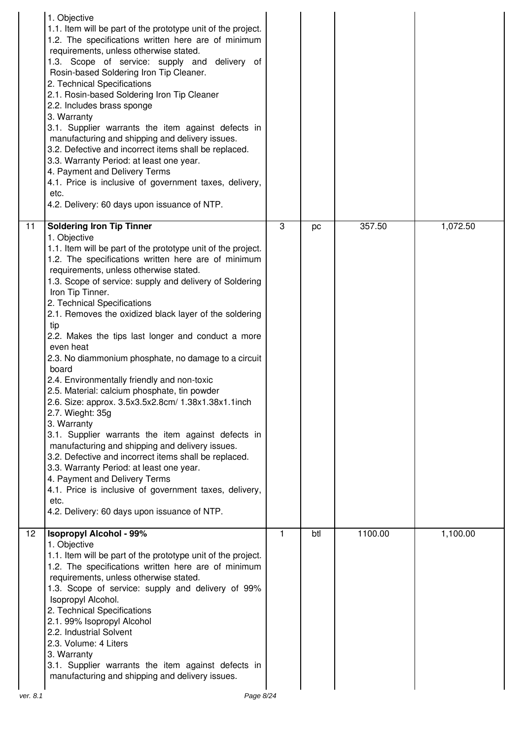| | | | | | |
|---|---|---|---|---|---|
| | 1. Objective<br>1.1. Item will be part of the prototype unit of the project.<br>1.2. The specifications written here are of minimum requirements, unless otherwise stated.<br>1.3. Scope of service: supply and delivery of Rosin-based Soldering Iron Tip Cleaner.<br>2. Technical Specifications<br>2.1. Rosin-based Soldering Iron Tip Cleaner<br>2.2. Includes brass sponge<br>3. Warranty<br>3.1. Supplier warrants the item against defects in manufacturing and shipping and delivery issues.<br>3.2. Defective and incorrect items shall be replaced.<br>3.3. Warranty Period: at least one year.<br>4. Payment and Delivery Terms<br>4.1. Price is inclusive of government taxes, delivery, etc.<br>4.2. Delivery: 60 days upon issuance of NTP. | | | | |
| 11 | **Soldering Iron Tip Tinner**<br>1. Objective<br>1.1. Item will be part of the prototype unit of the project.<br>1.2. The specifications written here are of minimum requirements, unless otherwise stated.<br>1.3. Scope of service: supply and delivery of Soldering Iron Tip Tinner.<br>2. Technical Specifications<br>2.1. Removes the oxidized black layer of the soldering tip<br>2.2. Makes the tips last longer and conduct a more even heat<br>2.3. No diammonium phosphate, no damage to a circuit board<br>2.4. Environmentally friendly and non-toxic<br>2.5. Material: calcium phosphate, tin powder<br>2.6. Size: approx. 3.5x3.5x2.8cm/ 1.38x1.38x1.1inch<br>2.7. Wieght: 35g<br>3. Warranty<br>3.1. Supplier warrants the item against defects in manufacturing and shipping and delivery issues.<br>3.2. Defective and incorrect items shall be replaced.<br>3.3. Warranty Period: at least one year.<br>4. Payment and Delivery Terms<br>4.1. Price is inclusive of government taxes, delivery, etc.<br>4.2. Delivery: 60 days upon issuance of NTP. | 3 | pc | 357.50 | 1,072.50 |
| 12 | **Isopropyl Alcohol - 99%**<br>1. Objective<br>1.1. Item will be part of the prototype unit of the project.<br>1.2. The specifications written here are of minimum requirements, unless otherwise stated.<br>1.3. Scope of service: supply and delivery of 99% Isopropyl Alcohol.<br>2. Technical Specifications<br>2.1. 99% Isopropyl Alcohol<br>2.2. Industrial Solvent<br>2.3. Volume: 4 Liters<br>3. Warranty<br>3.1. Supplier warrants the item against defects in manufacturing and shipping and delivery issues. | 1 | btl | 1100.00 | 1,100.00 |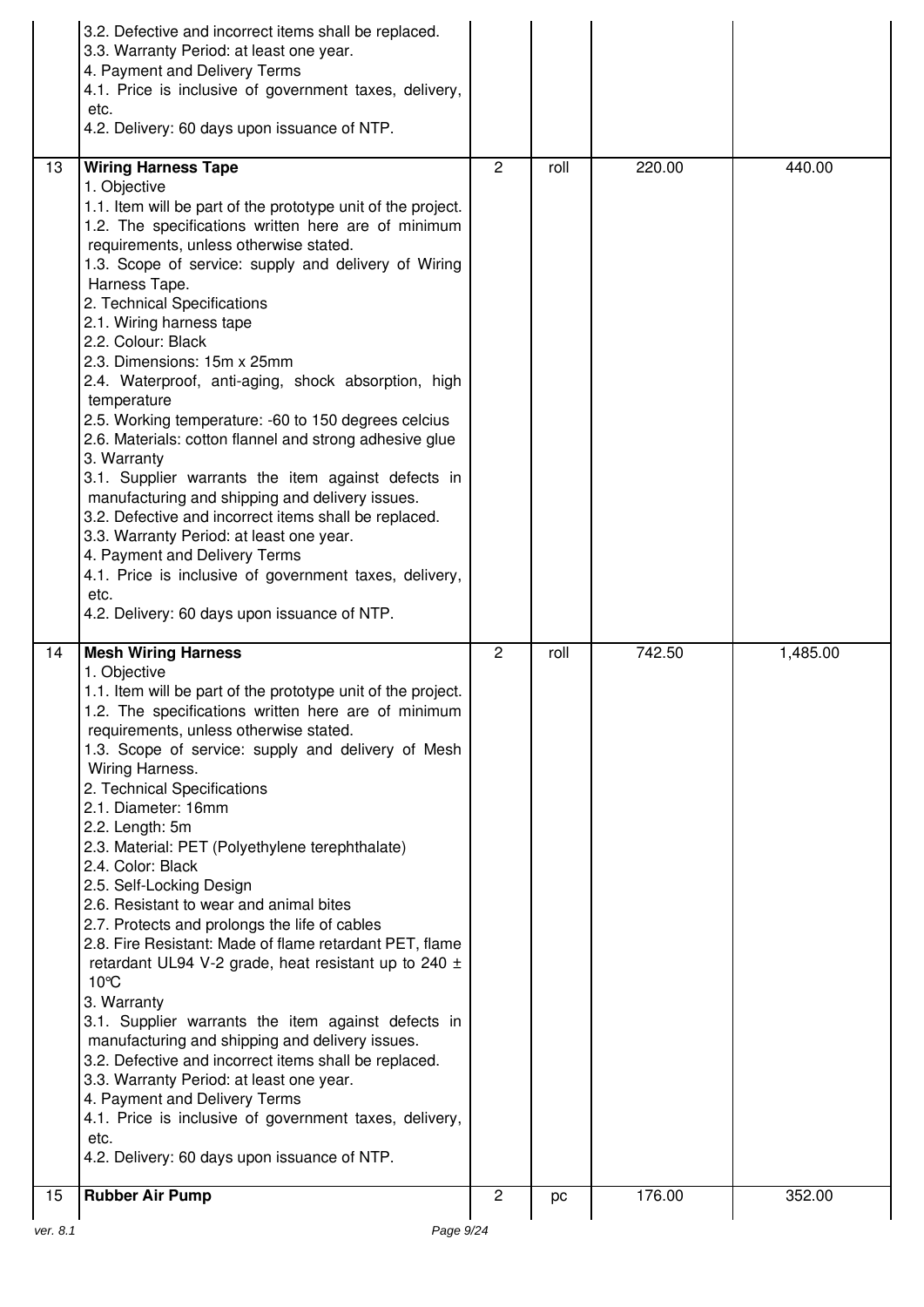| | | | | | |
|---|---|---|---|---|---|
| | 3.2. Defective and incorrect items shall be replaced.<br>3.3. Warranty Period: at least one year.<br>4. Payment and Delivery Terms<br>4.1. Price is inclusive of government taxes, delivery, etc.<br>4.2. Delivery: 60 days upon issuance of NTP. | | | | |
| 13 | **Wiring Harness Tape**<br>1. Objective<br>1.1. Item will be part of the prototype unit of the project.<br>1.2. The specifications written here are of minimum requirements, unless otherwise stated.<br>1.3. Scope of service: supply and delivery of Wiring Harness Tape.<br>2. Technical Specifications<br>2.1. Wiring harness tape<br>2.2. Colour: Black<br>2.3. Dimensions: 15m x 25mm<br>2.4. Waterproof, anti-aging, shock absorption, high temperature<br>2.5. Working temperature: -60 to 150 degrees celcius<br>2.6. Materials: cotton flannel and strong adhesive glue<br>3. Warranty<br>3.1. Supplier warrants the item against defects in manufacturing and shipping and delivery issues.<br>3.2. Defective and incorrect items shall be replaced.<br>3.3. Warranty Period: at least one year.<br>4. Payment and Delivery Terms<br>4.1. Price is inclusive of government taxes, delivery, etc.<br>4.2. Delivery: 60 days upon issuance of NTP. | 2 | roll | 220.00 | 440.00 |
| 14 | **Mesh Wiring Harness**<br>1. Objective<br>1.1. Item will be part of the prototype unit of the project.<br>1.2. The specifications written here are of minimum requirements, unless otherwise stated.<br>1.3. Scope of service: supply and delivery of Mesh Wiring Harness.<br>2. Technical Specifications<br>2.1. Diameter: 16mm<br>2.2. Length: 5m<br>2.3. Material: PET (Polyethylene terephthalate)<br>2.4. Color: Black<br>2.5. Self-Locking Design<br>2.6. Resistant to wear and animal bites<br>2.7. Protects and prolongs the life of cables<br>2.8. Fire Resistant: Made of flame retardant PET, flame retardant UL94 V-2 grade, heat resistant up to 240 ± 10℃<br>3. Warranty<br>3.1. Supplier warrants the item against defects in manufacturing and shipping and delivery issues.<br>3.2. Defective and incorrect items shall be replaced.<br>3.3. Warranty Period: at least one year.<br>4. Payment and Delivery Terms<br>4.1. Price is inclusive of government taxes, delivery, etc.<br>4.2. Delivery: 60 days upon issuance of NTP. | 2 | roll | 742.50 | 1,485.00 |
| 15 | **Rubber Air Pump** | 2 | pc | 176.00 | 352.00 |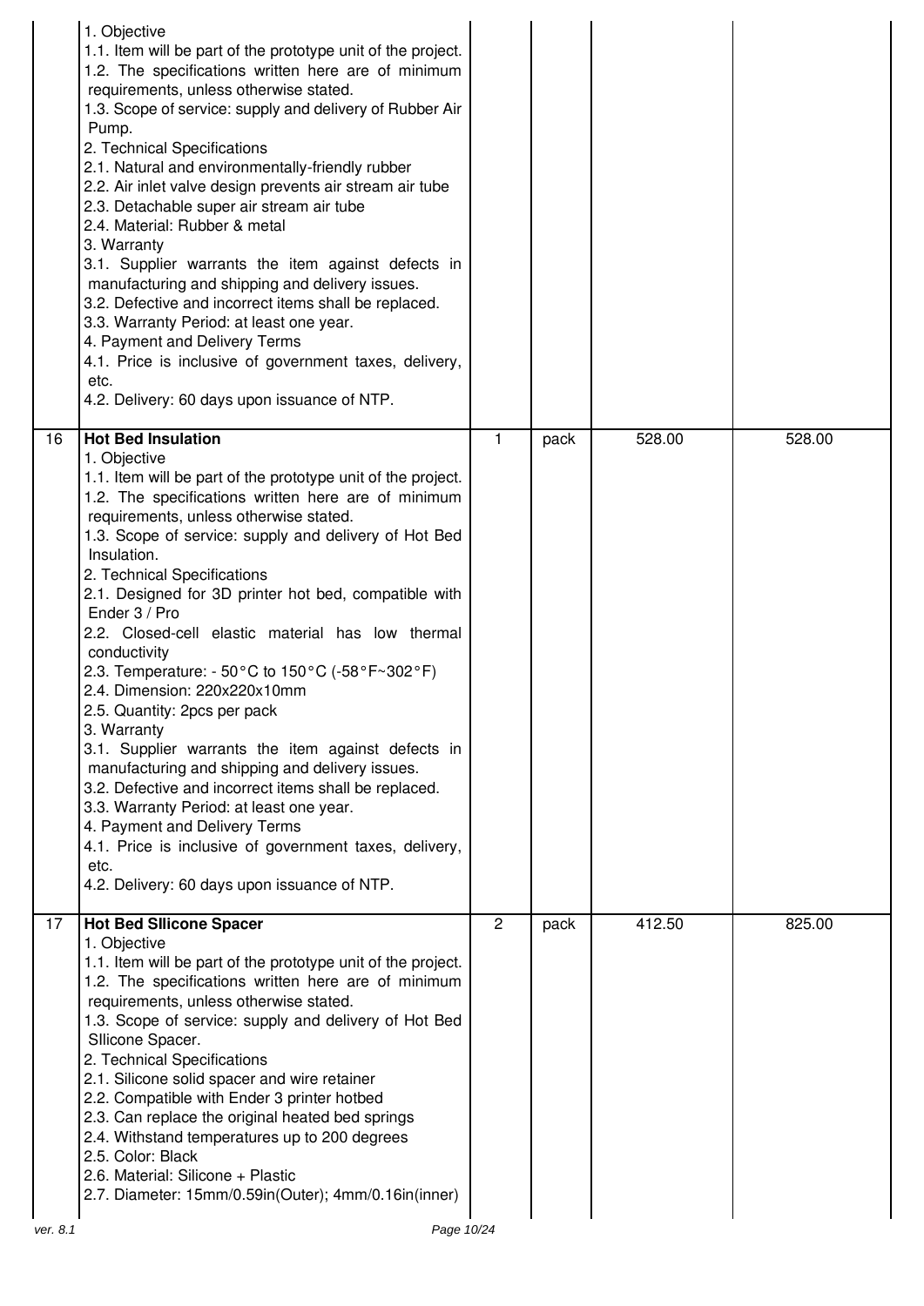| | | | | | |
|---|---|---|---|---|---|
| | 1. Objective<br>1.1. Item will be part of the prototype unit of the project.<br>1.2. The specifications written here are of minimum requirements, unless otherwise stated.<br>1.3. Scope of service: supply and delivery of Rubber Air Pump.<br>2. Technical Specifications<br>2.1. Natural and environmentally-friendly rubber<br>2.2. Air inlet valve design prevents air stream air tube<br>2.3. Detachable super air stream air tube<br>2.4. Material: Rubber & metal<br>3. Warranty<br>3.1. Supplier warrants the item against defects in manufacturing and shipping and delivery issues.<br>3.2. Defective and incorrect items shall be replaced.<br>3.3. Warranty Period: at least one year.<br>4. Payment and Delivery Terms<br>4.1. Price is inclusive of government taxes, delivery, etc.<br>4.2. Delivery: 60 days upon issuance of NTP. | | | | |
| 16 | **Hot Bed Insulation**<br>1. Objective<br>1.1. Item will be part of the prototype unit of the project.<br>1.2. The specifications written here are of minimum requirements, unless otherwise stated.<br>1.3. Scope of service: supply and delivery of Hot Bed Insulation.<br>2. Technical Specifications<br>2.1. Designed for 3D printer hot bed, compatible with Ender 3 / Pro<br>2.2. Closed-cell elastic material has low thermal conductivity<br>2.3. Temperature: - 50°C to 150°C (-58°F~302°F)<br>2.4. Dimension: 220x220x10mm<br>2.5. Quantity: 2pcs per pack<br>3. Warranty<br>3.1. Supplier warrants the item against defects in manufacturing and shipping and delivery issues.<br>3.2. Defective and incorrect items shall be replaced.<br>3.3. Warranty Period: at least one year.<br>4. Payment and Delivery Terms<br>4.1. Price is inclusive of government taxes, delivery, etc.<br>4.2. Delivery: 60 days upon issuance of NTP. | 1 | pack | 528.00 | 528.00 |
| 17 | **Hot Bed SIlicone Spacer**<br>1. Objective<br>1.1. Item will be part of the prototype unit of the project.<br>1.2. The specifications written here are of minimum requirements, unless otherwise stated.<br>1.3. Scope of service: supply and delivery of Hot Bed SIlicone Spacer.<br>2. Technical Specifications<br>2.1. Silicone solid spacer and wire retainer<br>2.2. Compatible with Ender 3 printer hotbed<br>2.3. Can replace the original heated bed springs<br>2.4. Withstand temperatures up to 200 degrees<br>2.5. Color: Black<br>2.6. Material: Silicone + Plastic<br>2.7. Diameter: 15mm/0.59in(Outer); 4mm/0.16in(inner) | 2 | pack | 412.50 | 825.00 |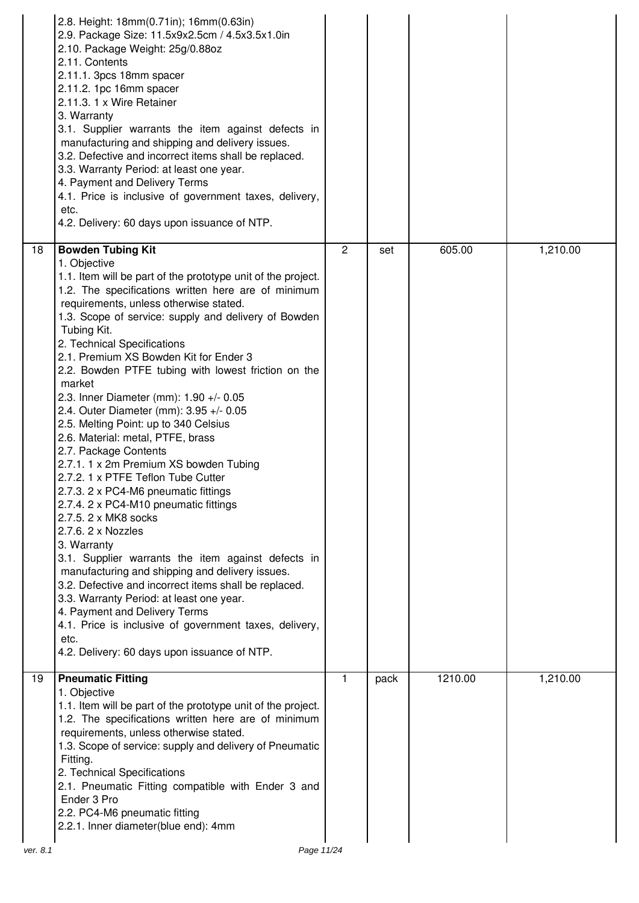| | | | | | |
|---|---|---|---|---|---|
| | 2.8. Height: 18mm(0.71in); 16mm(0.63in)<br>2.9. Package Size: 11.5x9x2.5cm / 4.5x3.5x1.0in<br>2.10. Package Weight: 25g/0.88oz<br>2.11. Contents<br>2.11.1. 3pcs 18mm spacer<br>2.11.2. 1pc 16mm spacer<br>2.11.3. 1 x Wire Retainer<br>3. Warranty<br>3.1. Supplier warrants the item against defects in manufacturing and shipping and delivery issues.<br>3.2. Defective and incorrect items shall be replaced.<br>3.3. Warranty Period: at least one year.<br>4. Payment and Delivery Terms<br>4.1. Price is inclusive of government taxes, delivery, etc.<br>4.2. Delivery: 60 days upon issuance of NTP. | | | | |
| 18 | **Bowden Tubing Kit**<br>1. Objective<br>1.1. Item will be part of the prototype unit of the project.<br>1.2. The specifications written here are of minimum requirements, unless otherwise stated.<br>1.3. Scope of service: supply and delivery of Bowden Tubing Kit.<br>2. Technical Specifications<br>2.1. Premium XS Bowden Kit for Ender 3<br>2.2. Bowden PTFE tubing with lowest friction on the market<br>2.3. Inner Diameter (mm): 1.90 +/- 0.05<br>2.4. Outer Diameter (mm): 3.95 +/- 0.05<br>2.5. Melting Point: up to 340 Celsius<br>2.6. Material: metal, PTFE, brass<br>2.7. Package Contents<br>2.7.1. 1 x 2m Premium XS bowden Tubing<br>2.7.2. 1 x PTFE Teflon Tube Cutter<br>2.7.3. 2 x PC4-M6 pneumatic fittings<br>2.7.4. 2 x PC4-M10 pneumatic fittings<br>2.7.5. 2 x MK8 socks<br>2.7.6. 2 x Nozzles<br>3. Warranty<br>3.1. Supplier warrants the item against defects in manufacturing and shipping and delivery issues.<br>3.2. Defective and incorrect items shall be replaced.<br>3.3. Warranty Period: at least one year.<br>4. Payment and Delivery Terms<br>4.1. Price is inclusive of government taxes, delivery, etc.<br>4.2. Delivery: 60 days upon issuance of NTP. | 2 | set | 605.00 | 1,210.00 |
| 19 | **Pneumatic Fitting**<br>1. Objective<br>1.1. Item will be part of the prototype unit of the project.<br>1.2. The specifications written here are of minimum requirements, unless otherwise stated.<br>1.3. Scope of service: supply and delivery of Pneumatic Fitting.<br>2. Technical Specifications<br>2.1. Pneumatic Fitting compatible with Ender 3 and Ender 3 Pro<br>2.2. PC4-M6 pneumatic fitting<br>2.2.1. Inner diameter(blue end): 4mm | 1 | pack | 1210.00 | 1,210.00 |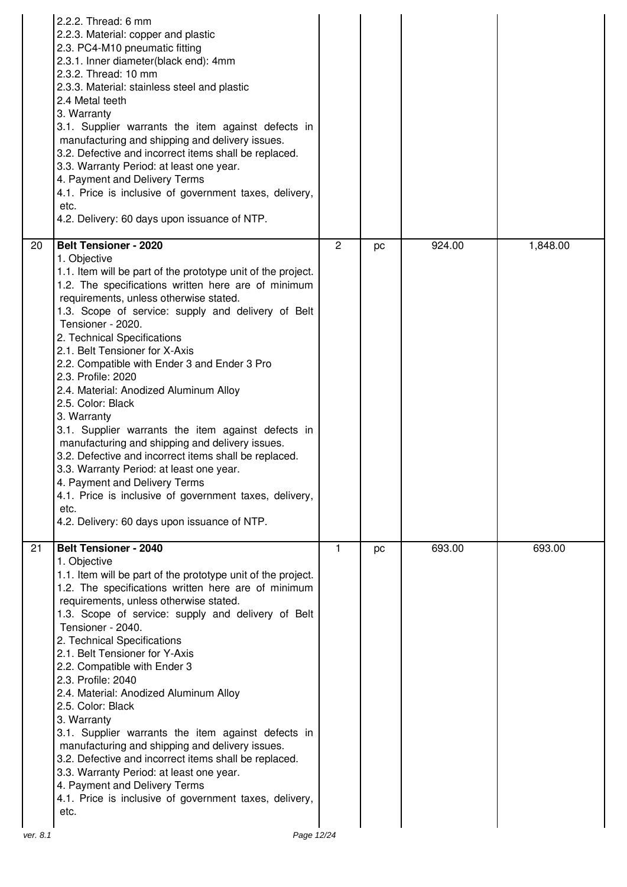| | | | | | |
|---|---|---|---|---|---|
| | 2.2.2. Thread: 6 mm<br>2.2.3. Material: copper and plastic<br>2.3. PC4-M10 pneumatic fitting<br>2.3.1. Inner diameter(black end): 4mm<br>2.3.2. Thread: 10 mm<br>2.3.3. Material: stainless steel and plastic<br>2.4 Metal teeth<br>3. Warranty<br>3.1. Supplier warrants the item against defects in manufacturing and shipping and delivery issues.<br>3.2. Defective and incorrect items shall be replaced.<br>3.3. Warranty Period: at least one year.<br>4. Payment and Delivery Terms<br>4.1. Price is inclusive of government taxes, delivery, etc.<br>4.2. Delivery: 60 days upon issuance of NTP. | | | | |
| 20 | **Belt Tensioner - 2020**<br>1. Objective<br>1.1. Item will be part of the prototype unit of the project.<br>1.2. The specifications written here are of minimum requirements, unless otherwise stated.<br>1.3. Scope of service: supply and delivery of Belt Tensioner - 2020.<br>2. Technical Specifications<br>2.1. Belt Tensioner for X-Axis<br>2.2. Compatible with Ender 3 and Ender 3 Pro<br>2.3. Profile: 2020<br>2.4. Material: Anodized Aluminum Alloy<br>2.5. Color: Black<br>3. Warranty<br>3.1. Supplier warrants the item against defects in manufacturing and shipping and delivery issues.<br>3.2. Defective and incorrect items shall be replaced.<br>3.3. Warranty Period: at least one year.<br>4. Payment and Delivery Terms<br>4.1. Price is inclusive of government taxes, delivery, etc.<br>4.2. Delivery: 60 days upon issuance of NTP. | 2 | pc | 924.00 | 1,848.00 |
| 21 | **Belt Tensioner - 2040**<br>1. Objective<br>1.1. Item will be part of the prototype unit of the project.<br>1.2. The specifications written here are of minimum requirements, unless otherwise stated.<br>1.3. Scope of service: supply and delivery of Belt Tensioner - 2040.<br>2. Technical Specifications<br>2.1. Belt Tensioner for Y-Axis<br>2.2. Compatible with Ender 3<br>2.3. Profile: 2040<br>2.4. Material: Anodized Aluminum Alloy<br>2.5. Color: Black<br>3. Warranty<br>3.1. Supplier warrants the item against defects in manufacturing and shipping and delivery issues.<br>3.2. Defective and incorrect items shall be replaced.<br>3.3. Warranty Period: at least one year.<br>4. Payment and Delivery Terms<br>4.1. Price is inclusive of government taxes, delivery, etc. | 1 | pc | 693.00 | 693.00 |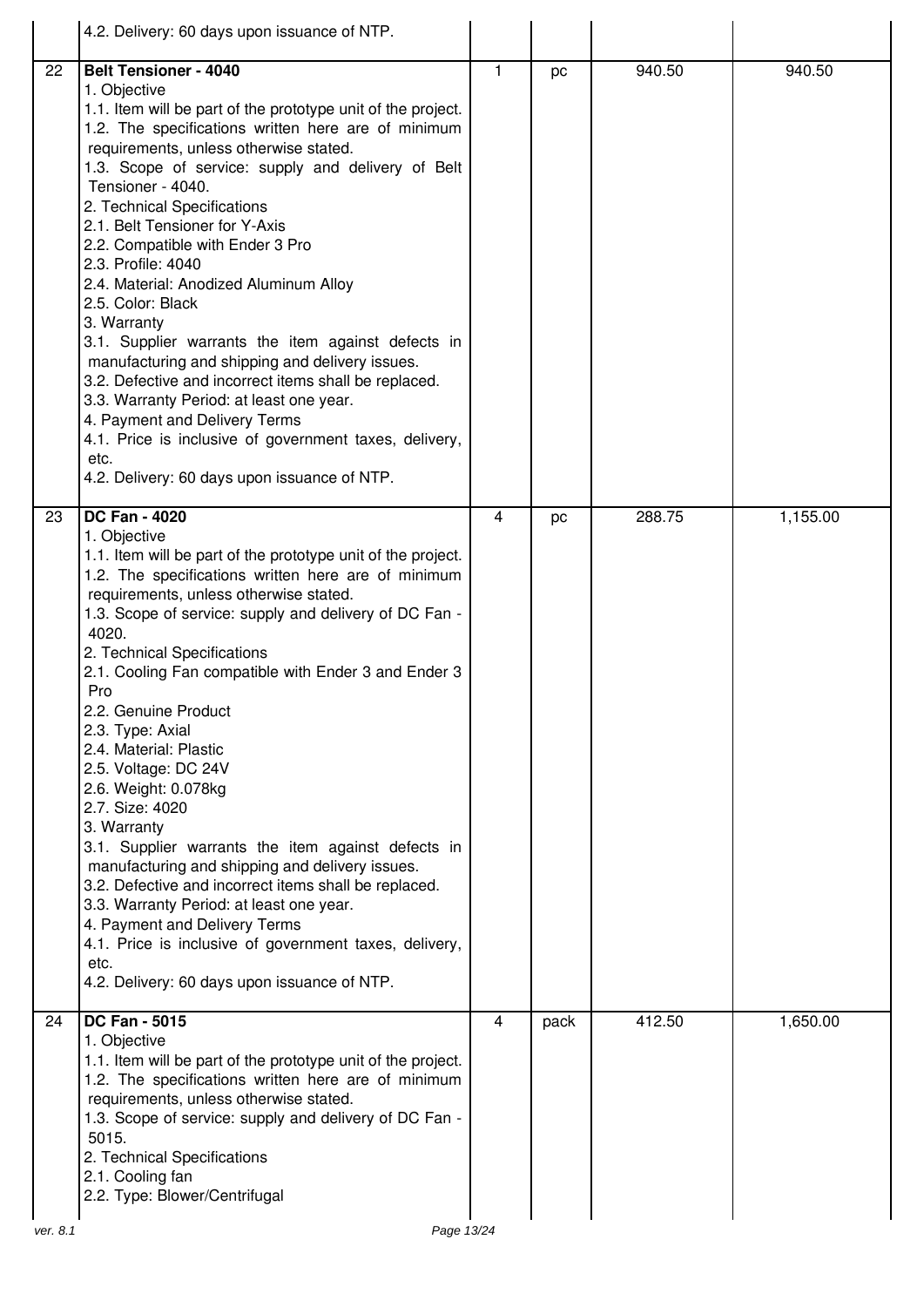| | | | | | |
|---|---|---|---|---|---|
| | 4.2. Delivery: 60 days upon issuance of NTP. | | | | |
| 22 | **Belt Tensioner - 4040**<br>1. Objective<br>1.1. Item will be part of the prototype unit of the project.<br>1.2. The specifications written here are of minimum requirements, unless otherwise stated.<br>1.3. Scope of service: supply and delivery of Belt Tensioner - 4040.<br>2. Technical Specifications<br>2.1. Belt Tensioner for Y-Axis<br>2.2. Compatible with Ender 3 Pro<br>2.3. Profile: 4040<br>2.4. Material: Anodized Aluminum Alloy<br>2.5. Color: Black<br>3. Warranty<br>3.1. Supplier warrants the item against defects in manufacturing and shipping and delivery issues.<br>3.2. Defective and incorrect items shall be replaced.<br>3.3. Warranty Period: at least one year.<br>4. Payment and Delivery Terms<br>4.1. Price is inclusive of government taxes, delivery, etc.<br>4.2. Delivery: 60 days upon issuance of NTP. | 1 | pc | 940.50 | 940.50 |
| 23 | **DC Fan - 4020**<br>1. Objective<br>1.1. Item will be part of the prototype unit of the project.<br>1.2. The specifications written here are of minimum requirements, unless otherwise stated.<br>1.3. Scope of service: supply and delivery of DC Fan - 4020.<br>2. Technical Specifications<br>2.1. Cooling Fan compatible with Ender 3 and Ender 3 Pro<br>2.2. Genuine Product<br>2.3. Type: Axial<br>2.4. Material: Plastic<br>2.5. Voltage: DC 24V<br>2.6. Weight: 0.078kg<br>2.7. Size: 4020<br>3. Warranty<br>3.1. Supplier warrants the item against defects in manufacturing and shipping and delivery issues.<br>3.2. Defective and incorrect items shall be replaced.<br>3.3. Warranty Period: at least one year.<br>4. Payment and Delivery Terms<br>4.1. Price is inclusive of government taxes, delivery, etc.<br>4.2. Delivery: 60 days upon issuance of NTP. | 4 | pc | 288.75 | 1,155.00 |
| 24 | **DC Fan - 5015**<br>1. Objective<br>1.1. Item will be part of the prototype unit of the project.<br>1.2. The specifications written here are of minimum requirements, unless otherwise stated.<br>1.3. Scope of service: supply and delivery of DC Fan - 5015.<br>2. Technical Specifications<br>2.1. Cooling fan<br>2.2. Type: Blower/Centrifugal | 4 | pack | 412.50 | 1,650.00 |

ver. 8.1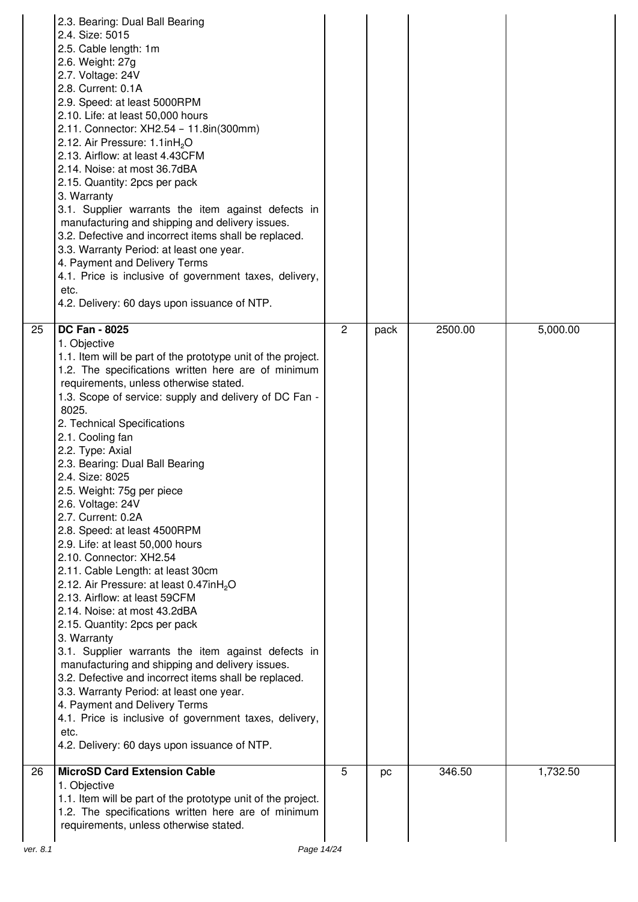| | | | | | |
|---|---|---|---|---|---|
| | 2.3. Bearing: Dual Ball Bearing<br>2.4. Size: 5015<br>2.5. Cable length: 1m<br>2.6. Weight: 27g<br>2.7. Voltage: 24V<br>2.8. Current: 0.1A<br>2.9. Speed: at least 5000RPM<br>2.10. Life: at least 50,000 hours<br>2.11. Connector: XH2.54 – 11.8in(300mm)<br>2.12. Air Pressure: 1.1in$H_2O$<br>2.13. Airflow: at least 4.43CFM<br>2.14. Noise: at most 36.7dBA<br>2.15. Quantity: 2pcs per pack<br>3. Warranty<br>3.1. Supplier warrants the item against defects in manufacturing and shipping and delivery issues.<br>3.2. Defective and incorrect items shall be replaced.<br>3.3. Warranty Period: at least one year.<br>4. Payment and Delivery Terms<br>4.1. Price is inclusive of government taxes, delivery, etc.<br>4.2. Delivery: 60 days upon issuance of NTP. | | | | |
| 25 | **DC Fan - 8025**<br>1. Objective<br>1.1. Item will be part of the prototype unit of the project.<br>1.2. The specifications written here are of minimum requirements, unless otherwise stated.<br>1.3. Scope of service: supply and delivery of DC Fan - 8025.<br>2. Technical Specifications<br>2.1. Cooling fan<br>2.2. Type: Axial<br>2.3. Bearing: Dual Ball Bearing<br>2.4. Size: 8025<br>2.5. Weight: 75g per piece<br>2.6. Voltage: 24V<br>2.7. Current: 0.2A<br>2.8. Speed: at least 4500RPM<br>2.9. Life: at least 50,000 hours<br>2.10. Connector: XH2.54<br>2.11. Cable Length: at least 30cm<br>2.12. Air Pressure: at least 0.47in$H_2O$<br>2.13. Airflow: at least 59CFM<br>2.14. Noise: at most 43.2dBA<br>2.15. Quantity: 2pcs per pack<br>3. Warranty<br>3.1. Supplier warrants the item against defects in manufacturing and shipping and delivery issues.<br>3.2. Defective and incorrect items shall be replaced.<br>3.3. Warranty Period: at least one year.<br>4. Payment and Delivery Terms<br>4.1. Price is inclusive of government taxes, delivery, etc.<br>4.2. Delivery: 60 days upon issuance of NTP. | 2 | pack | 2500.00 | 5,000.00 |
| 26 | **MicroSD Card Extension Cable**<br>1. Objective<br>1.1. Item will be part of the prototype unit of the project.<br>1.2. The specifications written here are of minimum requirements, unless otherwise stated. | 5 | pc | 346.50 | 1,732.50 |

ver. 8.1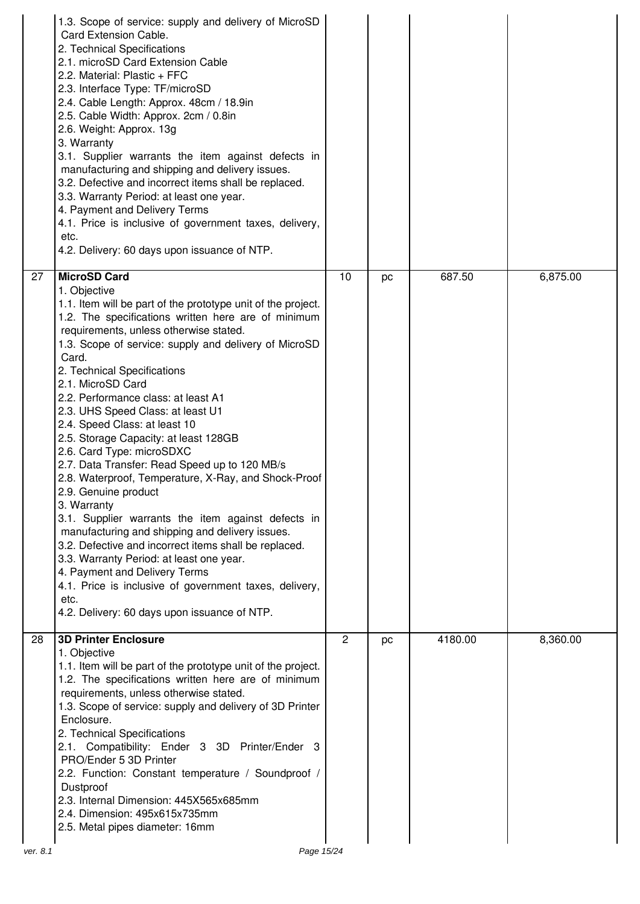| | | | | | |
|---|---|---|---|---|---|
| | 1.3. Scope of service: supply and delivery of MicroSD Card Extension Cable.<br>2. Technical Specifications<br>2.1. microSD Card Extension Cable<br>2.2. Material: Plastic + FFC<br>2.3. Interface Type: TF/microSD<br>2.4. Cable Length: Approx. 48cm / 18.9in<br>2.5. Cable Width: Approx. 2cm / 0.8in<br>2.6. Weight: Approx. 13g<br>3. Warranty<br>3.1. Supplier warrants the item against defects in manufacturing and shipping and delivery issues.<br>3.2. Defective and incorrect items shall be replaced.<br>3.3. Warranty Period: at least one year.<br>4. Payment and Delivery Terms<br>4.1. Price is inclusive of government taxes, delivery, etc.<br>4.2. Delivery: 60 days upon issuance of NTP. | | | | |
| 27 | **MicroSD Card**<br>1. Objective<br>1.1. Item will be part of the prototype unit of the project.<br>1.2. The specifications written here are of minimum requirements, unless otherwise stated.<br>1.3. Scope of service: supply and delivery of MicroSD Card.<br>2. Technical Specifications<br>2.1. MicroSD Card<br>2.2. Performance class: at least A1<br>2.3. UHS Speed Class: at least U1<br>2.4. Speed Class: at least 10<br>2.5. Storage Capacity: at least 128GB<br>2.6. Card Type: microSDXC<br>2.7. Data Transfer: Read Speed up to 120 MB/s<br>2.8. Waterproof, Temperature, X-Ray, and Shock-Proof<br>2.9. Genuine product<br>3. Warranty<br>3.1. Supplier warrants the item against defects in manufacturing and shipping and delivery issues.<br>3.2. Defective and incorrect items shall be replaced.<br>3.3. Warranty Period: at least one year.<br>4. Payment and Delivery Terms<br>4.1. Price is inclusive of government taxes, delivery, etc.<br>4.2. Delivery: 60 days upon issuance of NTP. | 10 | pc | 687.50 | 6,875.00 |
| 28 | **3D Printer Enclosure**<br>1. Objective<br>1.1. Item will be part of the prototype unit of the project.<br>1.2. The specifications written here are of minimum requirements, unless otherwise stated.<br>1.3. Scope of service: supply and delivery of 3D Printer Enclosure.<br>2. Technical Specifications<br>2.1. Compatibility: Ender 3 3D Printer/Ender 3 PRO/Ender 5 3D Printer<br>2.2. Function: Constant temperature / Soundproof / Dustproof<br>2.3. Internal Dimension: 445X565x685mm<br>2.4. Dimension: 495x615x735mm<br>2.5. Metal pipes diameter: 16mm | 2 | pc | 4180.00 | 8,360.00 |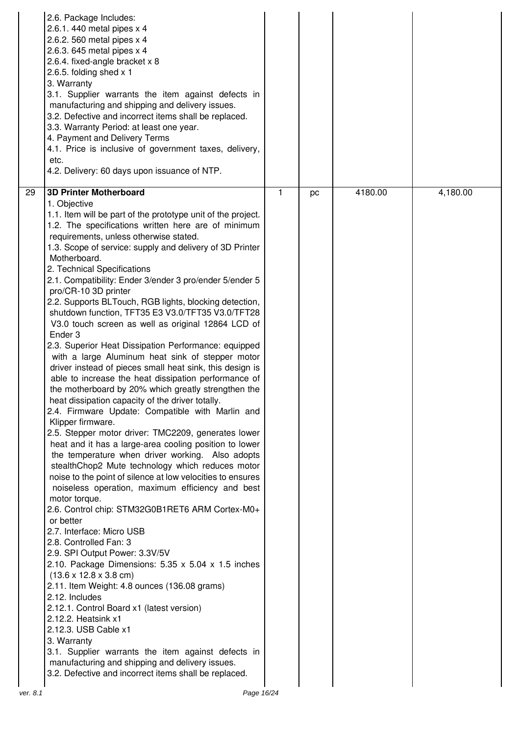| | | | | | |
|---|---|---|---|---|---|
| | 2.6. Package Includes:<br>2.6.1. 440 metal pipes x 4<br>2.6.2. 560 metal pipes x 4<br>2.6.3. 645 metal pipes x 4<br>2.6.4. fixed-angle bracket x 8<br>2.6.5. folding shed x 1<br>3. Warranty<br>3.1. Supplier warrants the item against defects in manufacturing and shipping and delivery issues.<br>3.2. Defective and incorrect items shall be replaced.<br>3.3. Warranty Period: at least one year.<br>4. Payment and Delivery Terms<br>4.1. Price is inclusive of government taxes, delivery, etc.<br>4.2. Delivery: 60 days upon issuance of NTP. | | | | |
| 29 | **3D Printer Motherboard**<br>1. Objective<br>1.1. Item will be part of the prototype unit of the project.<br>1.2. The specifications written here are of minimum requirements, unless otherwise stated.<br>1.3. Scope of service: supply and delivery of 3D Printer Motherboard.<br>2. Technical Specifications<br>2.1. Compatibility: Ender 3/ender 3 pro/ender 5/ender 5 pro/CR-10 3D printer<br>2.2. Supports BLTouch, RGB lights, blocking detection, shutdown function, TFT35 E3 V3.0/TFT35 V3.0/TFT28 V3.0 touch screen as well as original 12864 LCD of Ender 3<br>2.3. Superior Heat Dissipation Performance: equipped with a large Aluminum heat sink of stepper motor driver instead of pieces small heat sink, this design is able to increase the heat dissipation performance of the motherboard by 20% which greatly strengthen the heat dissipation capacity of the driver totally.<br>2.4. Firmware Update: Compatible with Marlin and Klipper firmware.<br>2.5. Stepper motor driver: TMC2209, generates lower heat and it has a large-area cooling position to lower the temperature when driver working. Also adopts stealthChop2 Mute technology which reduces motor noise to the point of silence at low velocities to ensures noiseless operation, maximum efficiency and best motor torque.<br>2.6. Control chip: STM32G0B1RET6 ARM Cortex-M0+ or better<br>2.7. Interface: Micro USB<br>2.8. Controlled Fan: 3<br>2.9. SPI Output Power: 3.3V/5V<br>2.10. Package Dimensions: 5.35 x 5.04 x 1.5 inches (13.6 x 12.8 x 3.8 cm)<br>2.11. Item Weight: 4.8 ounces (136.08 grams)<br>2.12. Includes<br>2.12.1. Control Board x1 (latest version)<br>2.12.2. Heatsink x1<br>2.12.3. USB Cable x1<br>3. Warranty<br>3.1. Supplier warrants the item against defects in manufacturing and shipping and delivery issues.<br>3.2. Defective and incorrect items shall be replaced. | 1 | pc | 4180.00 | 4,180.00 |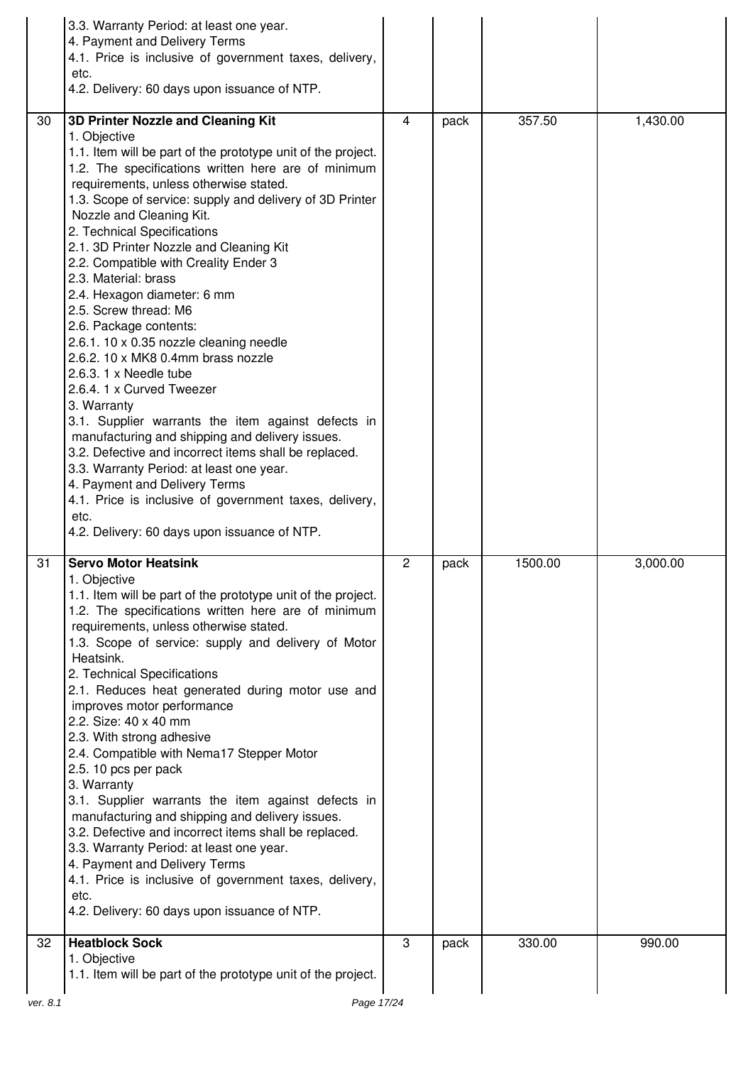| | | | | | |
|---|---|---|---|---|---|
| | 3.3. Warranty Period: at least one year.<br>4. Payment and Delivery Terms<br>4.1. Price is inclusive of government taxes, delivery, etc.<br>4.2. Delivery: 60 days upon issuance of NTP. | | | | |
| 30 | **3D Printer Nozzle and Cleaning Kit**<br>1. Objective<br>1.1. Item will be part of the prototype unit of the project.<br>1.2. The specifications written here are of minimum requirements, unless otherwise stated.<br>1.3. Scope of service: supply and delivery of 3D Printer Nozzle and Cleaning Kit.<br>2. Technical Specifications<br>2.1. 3D Printer Nozzle and Cleaning Kit<br>2.2. Compatible with Creality Ender 3<br>2.3. Material: brass<br>2.4. Hexagon diameter: 6 mm<br>2.5. Screw thread: M6<br>2.6. Package contents:<br>2.6.1. 10 x 0.35 nozzle cleaning needle<br>2.6.2. 10 x MK8 0.4mm brass nozzle<br>2.6.3. 1 x Needle tube<br>2.6.4. 1 x Curved Tweezer<br>3. Warranty<br>3.1. Supplier warrants the item against defects in manufacturing and shipping and delivery issues.<br>3.2. Defective and incorrect items shall be replaced.<br>3.3. Warranty Period: at least one year.<br>4. Payment and Delivery Terms<br>4.1. Price is inclusive of government taxes, delivery, etc.<br>4.2. Delivery: 60 days upon issuance of NTP. | 4 | pack | 357.50 | 1,430.00 |
| 31 | **Servo Motor Heatsink**<br>1. Objective<br>1.1. Item will be part of the prototype unit of the project.<br>1.2. The specifications written here are of minimum requirements, unless otherwise stated.<br>1.3. Scope of service: supply and delivery of Motor Heatsink.<br>2. Technical Specifications<br>2.1. Reduces heat generated during motor use and improves motor performance<br>2.2. Size: 40 x 40 mm<br>2.3. With strong adhesive<br>2.4. Compatible with Nema17 Stepper Motor<br>2.5. 10 pcs per pack<br>3. Warranty<br>3.1. Supplier warrants the item against defects in manufacturing and shipping and delivery issues.<br>3.2. Defective and incorrect items shall be replaced.<br>3.3. Warranty Period: at least one year.<br>4. Payment and Delivery Terms<br>4.1. Price is inclusive of government taxes, delivery, etc.<br>4.2. Delivery: 60 days upon issuance of NTP. | 2 | pack | 1500.00 | 3,000.00 |
| 32 | **Heatblock Sock**<br>1. Objective<br>1.1. Item will be part of the prototype unit of the project. | 3 | pack | 330.00 | 990.00 |

ver. 8.1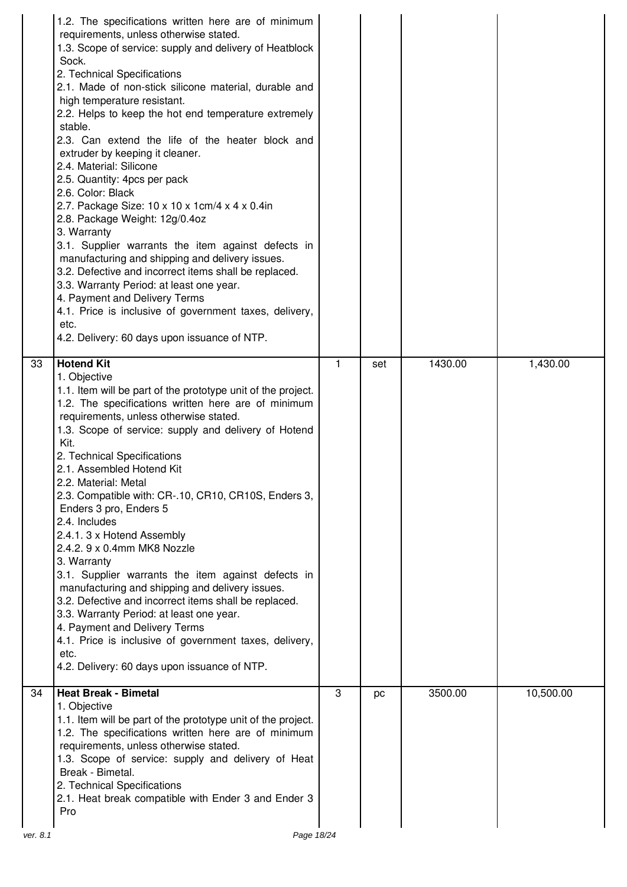| | | | | | |
|---|---|---|---|---|---|
| | 1.2. The specifications written here are of minimum requirements, unless otherwise stated.<br>1.3. Scope of service: supply and delivery of Heatblock Sock.<br>2. Technical Specifications<br>2.1. Made of non-stick silicone material, durable and high temperature resistant.<br>2.2. Helps to keep the hot end temperature extremely stable.<br>2.3. Can extend the life of the heater block and extruder by keeping it cleaner.<br>2.4. Material: Silicone<br>2.5. Quantity: 4pcs per pack<br>2.6. Color: Black<br>2.7. Package Size: 10 x 10 x 1cm/4 x 4 x 0.4in<br>2.8. Package Weight: 12g/0.4oz<br>3. Warranty<br>3.1. Supplier warrants the item against defects in manufacturing and shipping and delivery issues.<br>3.2. Defective and incorrect items shall be replaced.<br>3.3. Warranty Period: at least one year.<br>4. Payment and Delivery Terms<br>4.1. Price is inclusive of government taxes, delivery, etc.<br>4.2. Delivery: 60 days upon issuance of NTP. | | | | |
| 33 | **Hotend Kit**<br>1. Objective<br>1.1. Item will be part of the prototype unit of the project.<br>1.2. The specifications written here are of minimum requirements, unless otherwise stated.<br>1.3. Scope of service: supply and delivery of Hotend Kit.<br>2. Technical Specifications<br>2.1. Assembled Hotend Kit<br>2.2. Material: Metal<br>2.3. Compatible with: CR-.10, CR10, CR10S, Enders 3, Enders 3 pro, Enders 5<br>2.4. Includes<br>2.4.1. 3 x Hotend Assembly<br>2.4.2. 9 x 0.4mm MK8 Nozzle<br>3. Warranty<br>3.1. Supplier warrants the item against defects in manufacturing and shipping and delivery issues.<br>3.2. Defective and incorrect items shall be replaced.<br>3.3. Warranty Period: at least one year.<br>4. Payment and Delivery Terms<br>4.1. Price is inclusive of government taxes, delivery, etc.<br>4.2. Delivery: 60 days upon issuance of NTP. | 1 | set | 1430.00 | 1,430.00 |
| 34 | **Heat Break - Bimetal**<br>1. Objective<br>1.1. Item will be part of the prototype unit of the project.<br>1.2. The specifications written here are of minimum requirements, unless otherwise stated.<br>1.3. Scope of service: supply and delivery of Heat Break - Bimetal.<br>2. Technical Specifications<br>2.1. Heat break compatible with Ender 3 and Ender 3 Pro | 3 | pc | 3500.00 | 10,500.00 |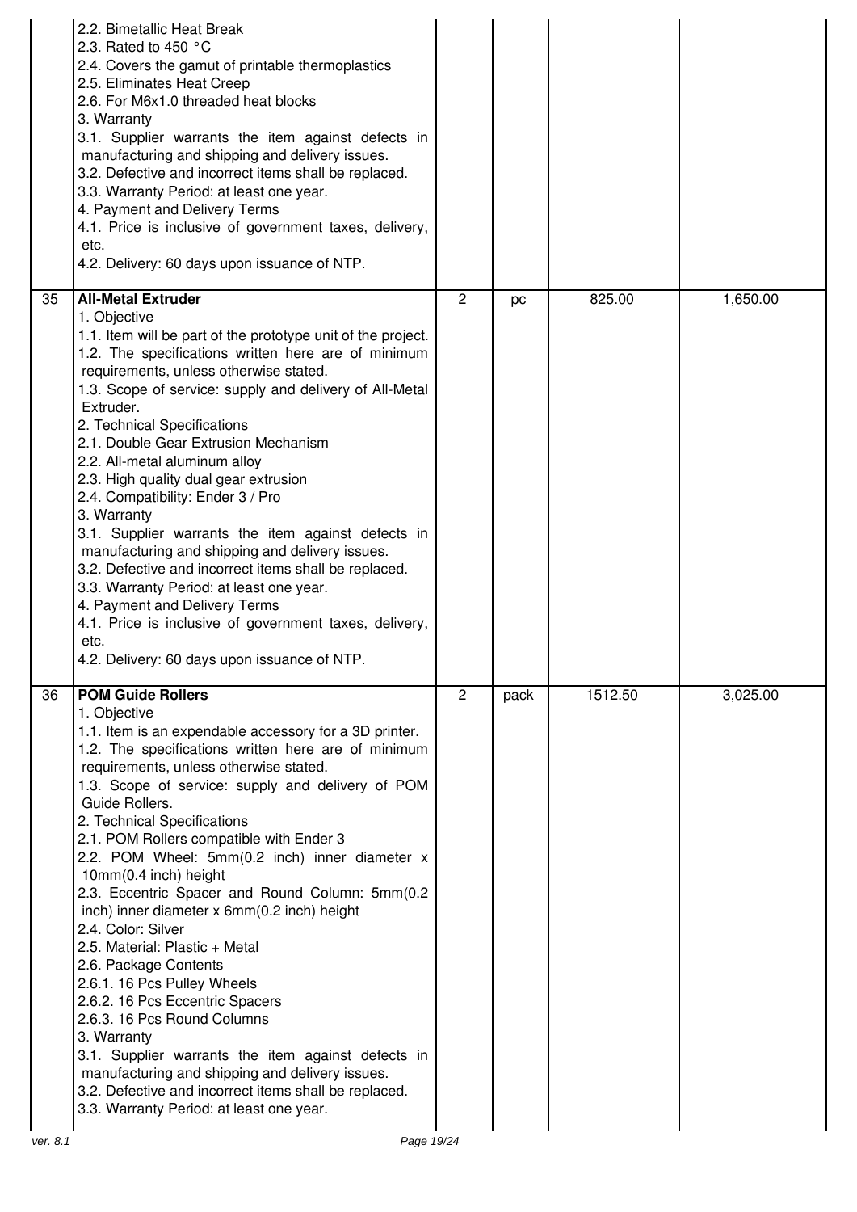| | | | | | |
|---|---|---|---|---|---|
| | 2.2. Bimetallic Heat Break<br>2.3. Rated to 450 °C<br>2.4. Covers the gamut of printable thermoplastics<br>2.5. Eliminates Heat Creep<br>2.6. For M6x1.0 threaded heat blocks<br>3. Warranty<br>3.1. Supplier warrants the item against defects in manufacturing and shipping and delivery issues.<br>3.2. Defective and incorrect items shall be replaced.<br>3.3. Warranty Period: at least one year.<br>4. Payment and Delivery Terms<br>4.1. Price is inclusive of government taxes, delivery, etc.<br>4.2. Delivery: 60 days upon issuance of NTP. | | | | |
| 35 | **All-Metal Extruder**<br>1. Objective<br>1.1. Item will be part of the prototype unit of the project.<br>1.2. The specifications written here are of minimum requirements, unless otherwise stated.<br>1.3. Scope of service: supply and delivery of All-Metal Extruder.<br>2. Technical Specifications<br>2.1. Double Gear Extrusion Mechanism<br>2.2. All-metal aluminum alloy<br>2.3. High quality dual gear extrusion<br>2.4. Compatibility: Ender 3 / Pro<br>3. Warranty<br>3.1. Supplier warrants the item against defects in manufacturing and shipping and delivery issues.<br>3.2. Defective and incorrect items shall be replaced.<br>3.3. Warranty Period: at least one year.<br>4. Payment and Delivery Terms<br>4.1. Price is inclusive of government taxes, delivery, etc.<br>4.2. Delivery: 60 days upon issuance of NTP. | 2 | pc | 825.00 | 1,650.00 |
| 36 | **POM Guide Rollers**<br>1. Objective<br>1.1. Item is an expendable accessory for a 3D printer.<br>1.2. The specifications written here are of minimum requirements, unless otherwise stated.<br>1.3. Scope of service: supply and delivery of POM Guide Rollers.<br>2. Technical Specifications<br>2.1. POM Rollers compatible with Ender 3<br>2.2. POM Wheel: 5mm(0.2 inch) inner diameter x 10mm(0.4 inch) height<br>2.3. Eccentric Spacer and Round Column: 5mm(0.2 inch) inner diameter x 6mm(0.2 inch) height<br>2.4. Color: Silver<br>2.5. Material: Plastic + Metal<br>2.6. Package Contents<br>2.6.1. 16 Pcs Pulley Wheels<br>2.6.2. 16 Pcs Eccentric Spacers<br>2.6.3. 16 Pcs Round Columns<br>3. Warranty<br>3.1. Supplier warrants the item against defects in manufacturing and shipping and delivery issues.<br>3.2. Defective and incorrect items shall be replaced.<br>3.3. Warranty Period: at least one year. | 2 | pack | 1512.50 | 3,025.00 |

ver. 8.1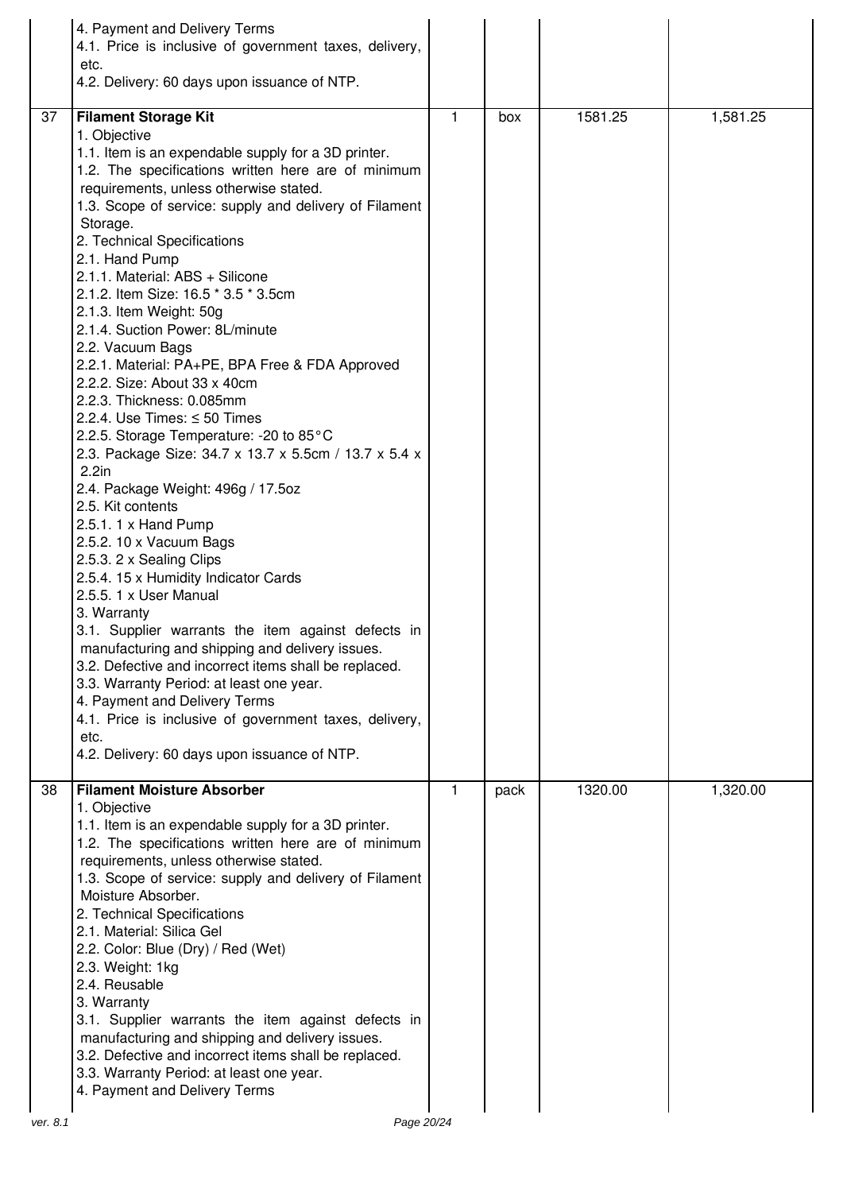| | | | | | |
|---|---|---|---|---|---|
| | 4. Payment and Delivery Terms<br>4.1. Price is inclusive of government taxes, delivery, etc.<br>4.2. Delivery: 60 days upon issuance of NTP. | | | | |
| 37 | **Filament Storage Kit**<br>1. Objective<br>1.1. Item is an expendable supply for a 3D printer.<br>1.2. The specifications written here are of minimum requirements, unless otherwise stated.<br>1.3. Scope of service: supply and delivery of Filament Storage.<br>2. Technical Specifications<br>2.1. Hand Pump<br>2.1.1. Material: ABS + Silicone<br>2.1.2. Item Size: 16.5 * 3.5 * 3.5cm<br>2.1.3. Item Weight: 50g<br>2.1.4. Suction Power: 8L/minute<br>2.2. Vacuum Bags<br>2.2.1. Material: PA+PE, BPA Free & FDA Approved<br>2.2.2. Size: About 33 x 40cm<br>2.2.3. Thickness: 0.085mm<br>2.2.4. Use Times: ≤ 50 Times<br>2.2.5. Storage Temperature: -20 to 85°C<br>2.3. Package Size: 34.7 x 13.7 x 5.5cm / 13.7 x 5.4 x 2.2in<br>2.4. Package Weight: 496g / 17.5oz<br>2.5. Kit contents<br>2.5.1. 1 x Hand Pump<br>2.5.2. 10 x Vacuum Bags<br>2.5.3. 2 x Sealing Clips<br>2.5.4. 15 x Humidity Indicator Cards<br>2.5.5. 1 x User Manual<br>3. Warranty<br>3.1. Supplier warrants the item against defects in manufacturing and shipping and delivery issues.<br>3.2. Defective and incorrect items shall be replaced.<br>3.3. Warranty Period: at least one year.<br>4. Payment and Delivery Terms<br>4.1. Price is inclusive of government taxes, delivery, etc.<br>4.2. Delivery: 60 days upon issuance of NTP. | 1 | box | 1581.25 | 1,581.25 |
| 38 | **Filament Moisture Absorber**<br>1. Objective<br>1.1. Item is an expendable supply for a 3D printer.<br>1.2. The specifications written here are of minimum requirements, unless otherwise stated.<br>1.3. Scope of service: supply and delivery of Filament Moisture Absorber.<br>2. Technical Specifications<br>2.1. Material: Silica Gel<br>2.2. Color: Blue (Dry) / Red (Wet)<br>2.3. Weight: 1kg<br>2.4. Reusable<br>3. Warranty<br>3.1. Supplier warrants the item against defects in manufacturing and shipping and delivery issues.<br>3.2. Defective and incorrect items shall be replaced.<br>3.3. Warranty Period: at least one year.<br>4. Payment and Delivery Terms | 1 | pack | 1320.00 | 1,320.00 |

ver. 8.1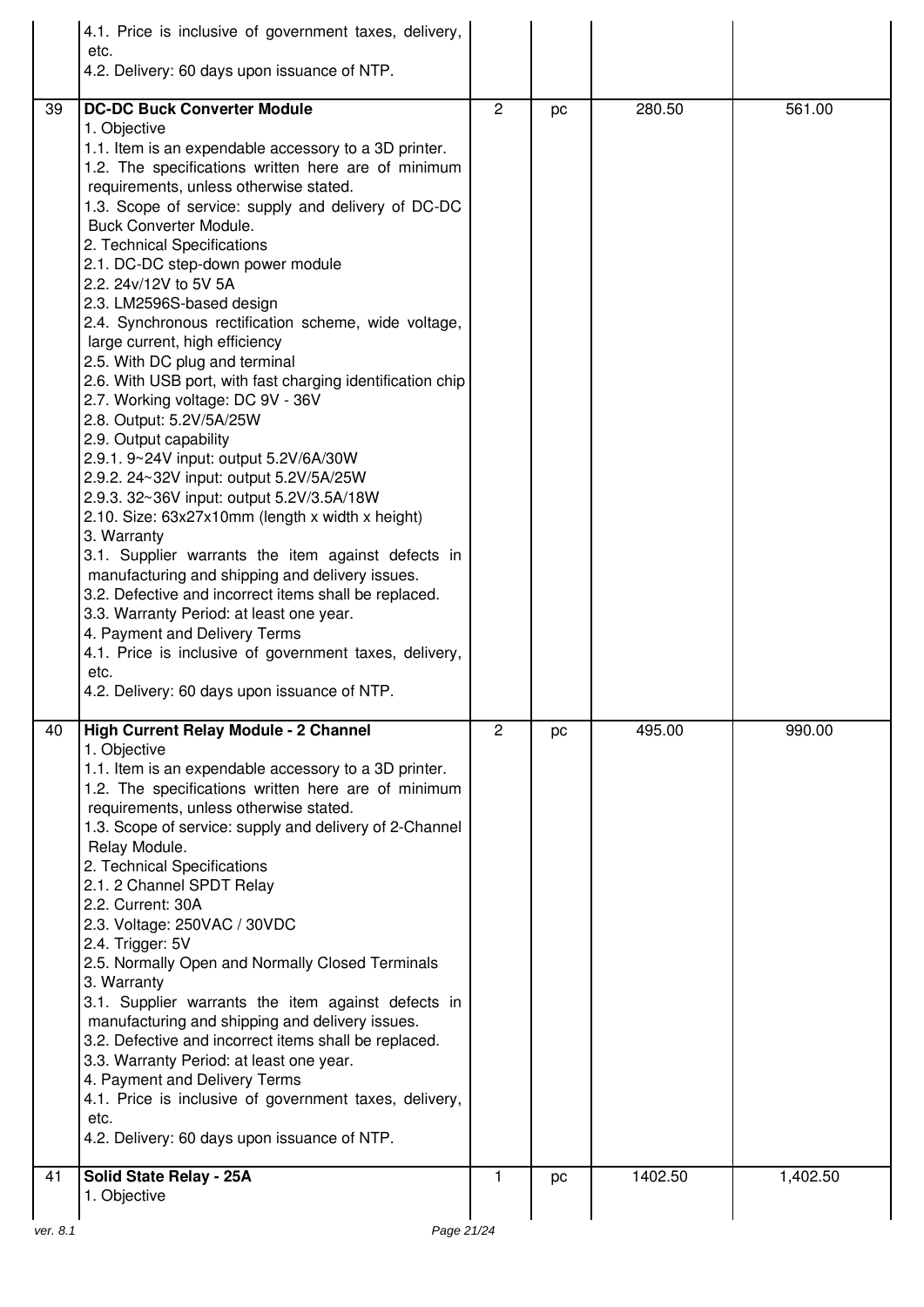| | | | | | |
|---|---|---|---|---|---|
| | 4.1. Price is inclusive of government taxes, delivery, etc.<br>4.2. Delivery: 60 days upon issuance of NTP. | | | | |
| 39 | **DC-DC Buck Converter Module**<br>1. Objective<br>1.1. Item is an expendable accessory to a 3D printer.<br>1.2. The specifications written here are of minimum requirements, unless otherwise stated.<br>1.3. Scope of service: supply and delivery of DC-DC Buck Converter Module.<br>2. Technical Specifications<br>2.1. DC-DC step-down power module<br>2.2. 24v/12V to 5V 5A<br>2.3. LM2596S-based design<br>2.4. Synchronous rectification scheme, wide voltage, large current, high efficiency<br>2.5. With DC plug and terminal<br>2.6. With USB port, with fast charging identification chip<br>2.7. Working voltage: DC 9V - 36V<br>2.8. Output: 5.2V/5A/25W<br>2.9. Output capability<br>2.9.1. 9~24V input: output 5.2V/6A/30W<br>2.9.2. 24~32V input: output 5.2V/5A/25W<br>2.9.3. 32~36V input: output 5.2V/3.5A/18W<br>2.10. Size: 63x27x10mm (length x width x height)<br>3. Warranty<br>3.1. Supplier warrants the item against defects in manufacturing and shipping and delivery issues.<br>3.2. Defective and incorrect items shall be replaced.<br>3.3. Warranty Period: at least one year.<br>4. Payment and Delivery Terms<br>4.1. Price is inclusive of government taxes, delivery, etc.<br>4.2. Delivery: 60 days upon issuance of NTP. | 2 | pc | 280.50 | 561.00 |
| 40 | **High Current Relay Module - 2 Channel**<br>1. Objective<br>1.1. Item is an expendable accessory to a 3D printer.<br>1.2. The specifications written here are of minimum requirements, unless otherwise stated.<br>1.3. Scope of service: supply and delivery of 2-Channel Relay Module.<br>2. Technical Specifications<br>2.1. 2 Channel SPDT Relay<br>2.2. Current: 30A<br>2.3. Voltage: 250VAC / 30VDC<br>2.4. Trigger: 5V<br>2.5. Normally Open and Normally Closed Terminals<br>3. Warranty<br>3.1. Supplier warrants the item against defects in manufacturing and shipping and delivery issues.<br>3.2. Defective and incorrect items shall be replaced.<br>3.3. Warranty Period: at least one year.<br>4. Payment and Delivery Terms<br>4.1. Price is inclusive of government taxes, delivery, etc.<br>4.2. Delivery: 60 days upon issuance of NTP. | 2 | pc | 495.00 | 990.00 |
| 41 | **Solid State Relay - 25A**<br>1. Objective | 1 | pc | 1402.50 | 1,402.50 |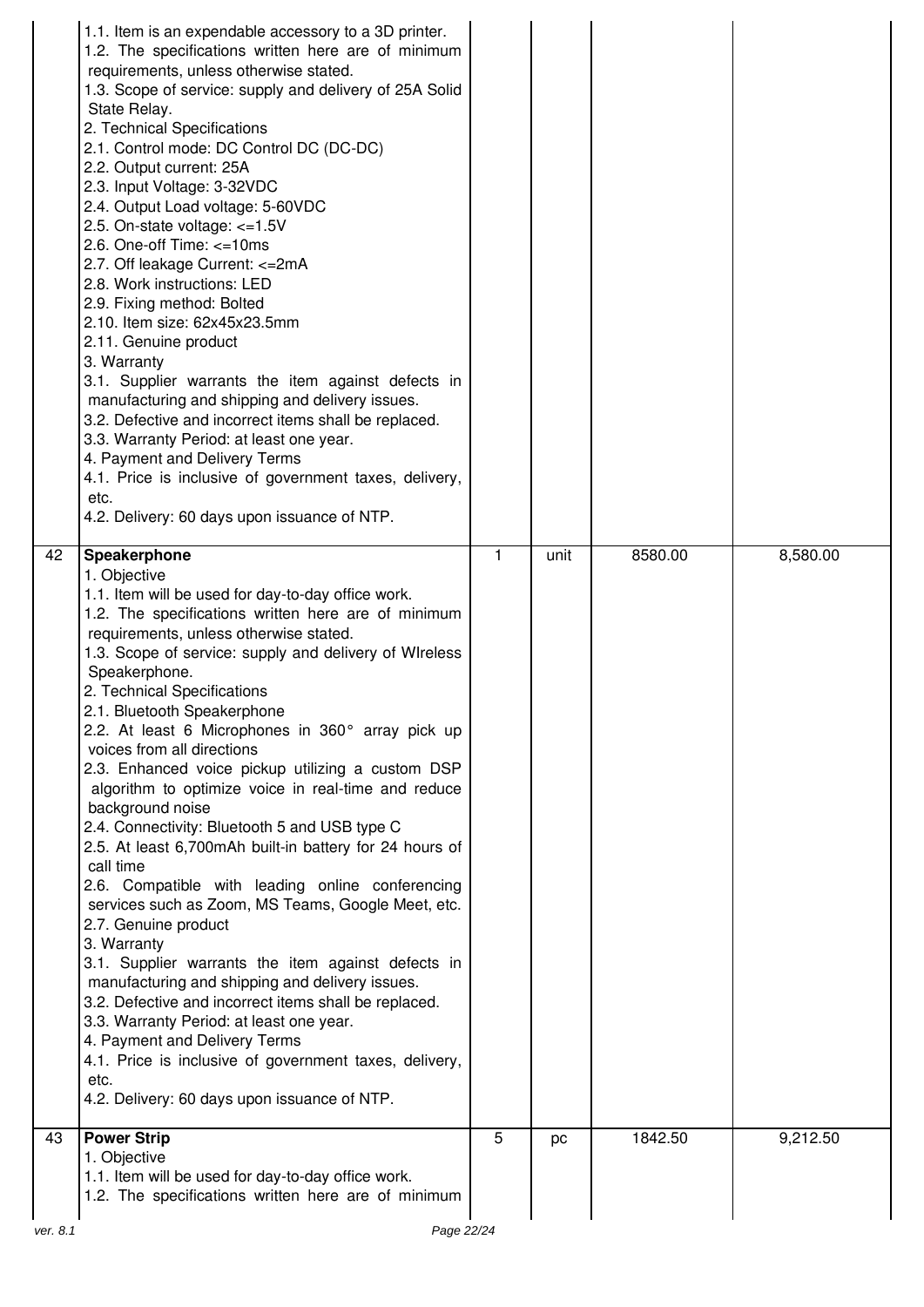| | | | | | |
|---|---|---|---|---|---|
| | 1.1. Item is an expendable accessory to a 3D printer.<br>1.2. The specifications written here are of minimum requirements, unless otherwise stated.<br>1.3. Scope of service: supply and delivery of 25A Solid State Relay.<br>2. Technical Specifications<br>2.1. Control mode: DC Control DC (DC-DC)<br>2.2. Output current: 25A<br>2.3. Input Voltage: 3-32VDC<br>2.4. Output Load voltage: 5-60VDC<br>2.5. On-state voltage: <=1.5V<br>2.6. One-off Time: <=10ms<br>2.7. Off leakage Current: <=2mA<br>2.8. Work instructions: LED<br>2.9. Fixing method: Bolted<br>2.10. Item size: 62x45x23.5mm<br>2.11. Genuine product<br>3. Warranty<br>3.1. Supplier warrants the item against defects in manufacturing and shipping and delivery issues.<br>3.2. Defective and incorrect items shall be replaced.<br>3.3. Warranty Period: at least one year.<br>4. Payment and Delivery Terms<br>4.1. Price is inclusive of government taxes, delivery, etc.<br>4.2. Delivery: 60 days upon issuance of NTP. | | | | |
| 42 | **Speakerphone**<br>1. Objective<br>1.1. Item will be used for day-to-day office work.<br>1.2. The specifications written here are of minimum requirements, unless otherwise stated.<br>1.3. Scope of service: supply and delivery of WIreless Speakerphone.<br>2. Technical Specifications<br>2.1. Bluetooth Speakerphone<br>2.2. At least 6 Microphones in 360° array pick up voices from all directions<br>2.3. Enhanced voice pickup utilizing a custom DSP algorithm to optimize voice in real-time and reduce background noise<br>2.4. Connectivity: Bluetooth 5 and USB type C<br>2.5. At least 6,700mAh built-in battery for 24 hours of call time<br>2.6. Compatible with leading online conferencing services such as Zoom, MS Teams, Google Meet, etc.<br>2.7. Genuine product<br>3. Warranty<br>3.1. Supplier warrants the item against defects in manufacturing and shipping and delivery issues.<br>3.2. Defective and incorrect items shall be replaced.<br>3.3. Warranty Period: at least one year.<br>4. Payment and Delivery Terms<br>4.1. Price is inclusive of government taxes, delivery, etc.<br>4.2. Delivery: 60 days upon issuance of NTP. | 1 | unit | 8580.00 | 8,580.00 |
| 43 | **Power Strip**<br>1. Objective<br>1.1. Item will be used for day-to-day office work.<br>1.2. The specifications written here are of minimum | 5 | pc | 1842.50 | 9,212.50 |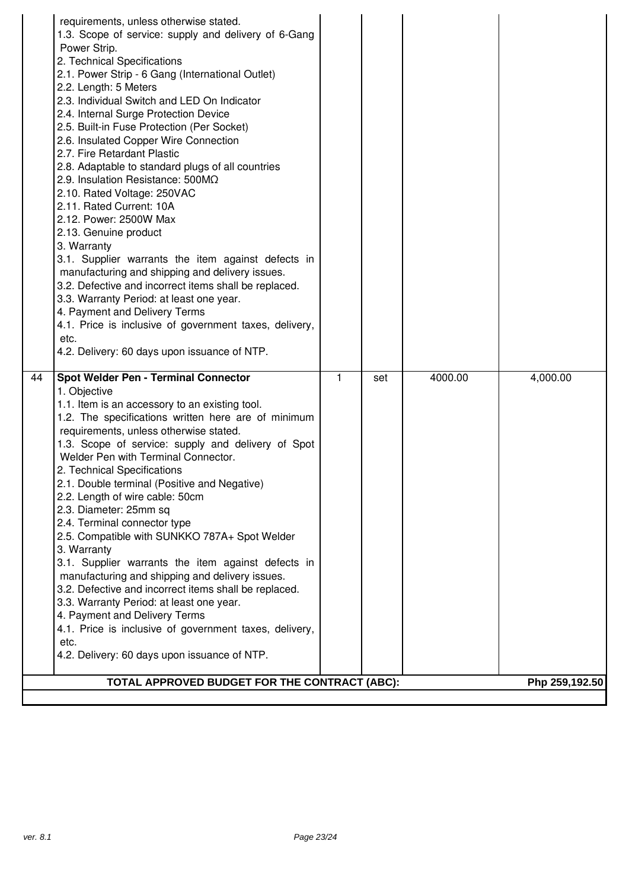| | | | | | |
|---|---|---|---|---|---|
| | requirements, unless otherwise stated.<br>1.3. Scope of service: supply and delivery of 6-Gang Power Strip.<br>2. Technical Specifications<br>2.1. Power Strip - 6 Gang (International Outlet)<br>2.2. Length: 5 Meters<br>2.3. Individual Switch and LED On Indicator<br>2.4. Internal Surge Protection Device<br>2.5. Built-in Fuse Protection (Per Socket)<br>2.6. Insulated Copper Wire Connection<br>2.7. Fire Retardant Plastic<br>2.8. Adaptable to standard plugs of all countries<br>2.9. Insulation Resistance: 500MΩ<br>2.10. Rated Voltage: 250VAC<br>2.11. Rated Current: 10A<br>2.12. Power: 2500W Max<br>2.13. Genuine product<br>3. Warranty<br>3.1. Supplier warrants the item against defects in manufacturing and shipping and delivery issues.<br>3.2. Defective and incorrect items shall be replaced.<br>3.3. Warranty Period: at least one year.<br>4. Payment and Delivery Terms<br>4.1. Price is inclusive of government taxes, delivery, etc.<br>4.2. Delivery: 60 days upon issuance of NTP. | | | | |
| 44 | **Spot Welder Pen - Terminal Connector**<br>1. Objective<br>1.1. Item is an accessory to an existing tool.<br>1.2. The specifications written here are of minimum requirements, unless otherwise stated.<br>1.3. Scope of service: supply and delivery of Spot Welder Pen with Terminal Connector.<br>2. Technical Specifications<br>2.1. Double terminal (Positive and Negative)<br>2.2. Length of wire cable: 50cm<br>2.3. Diameter: 25mm sq<br>2.4. Terminal connector type<br>2.5. Compatible with SUNKKO 787A+ Spot Welder<br>3. Warranty<br>3.1. Supplier warrants the item against defects in manufacturing and shipping and delivery issues.<br>3.2. Defective and incorrect items shall be replaced.<br>3.3. Warranty Period: at least one year.<br>4. Payment and Delivery Terms<br>4.1. Price is inclusive of government taxes, delivery, etc.<br>4.2. Delivery: 60 days upon issuance of NTP. | 1 | set | 4000.00 | 4,000.00 |
| | **TOTAL APPROVED BUDGET FOR THE CONTRACT (ABC):** | | | | **Php 259,192.50** |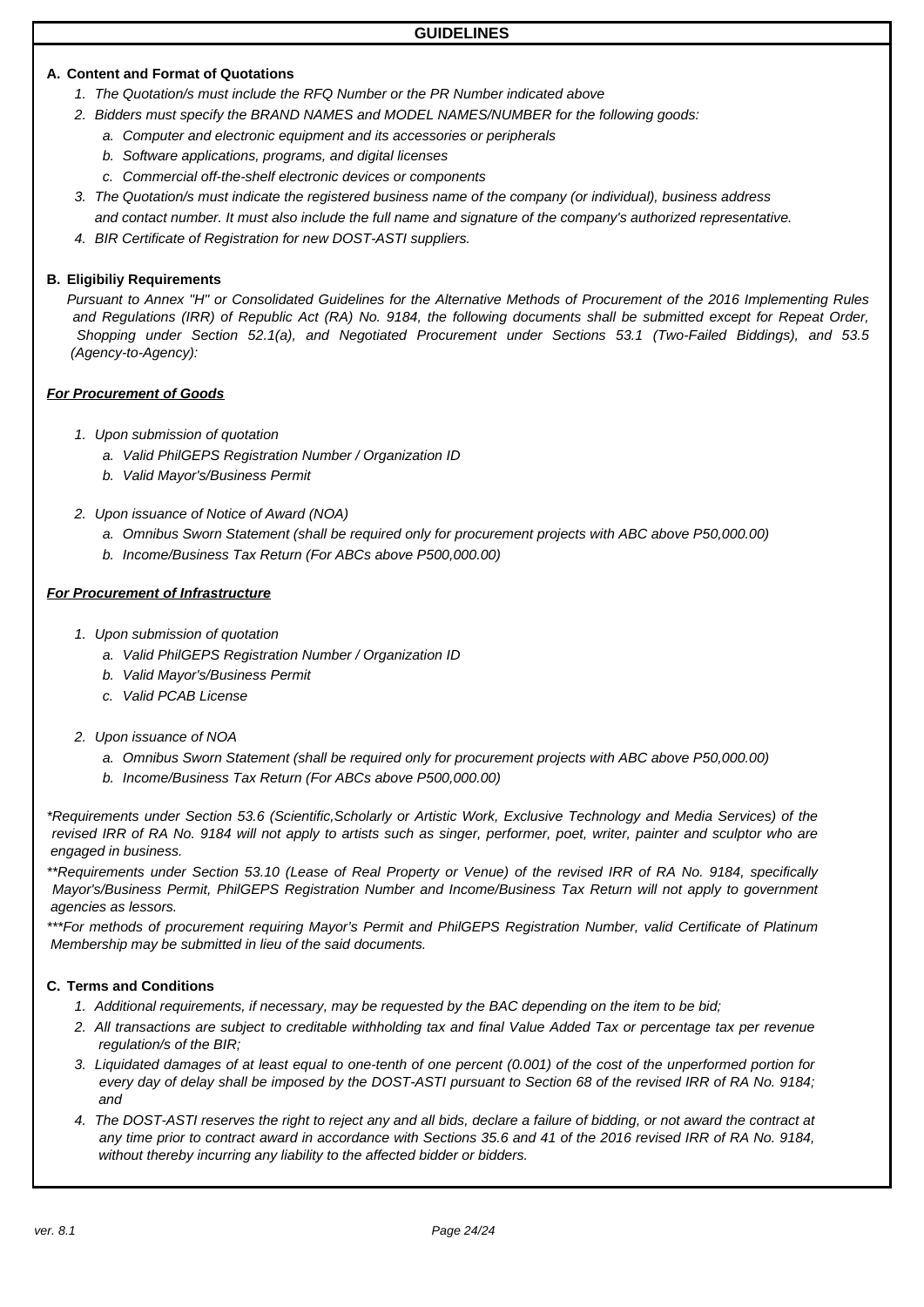## GUIDELINES

### A. Content and Format of Quotations

1. *The Quotation/s must include the RFQ Number or the PR Number indicated above*
2. *Bidders must specify the BRAND NAMES and MODEL NAMES/NUMBER for the following goods:*
   a. *Computer and electronic equipment and its accessories or peripherals*
   b. *Software applications, programs, and digital licenses*
   c. *Commercial off-the-shelf electronic devices or components*
3. *The Quotation/s must indicate the registered business name of the company (or individual), business address and contact number. It must also include the full name and signature of the company's authorized representative.*
4. *BIR Certificate of Registration for new DOST-ASTI suppliers.*

### B. Eligibiliy Requirements

*Pursuant to Annex "H" or Consolidated Guidelines for the Alternative Methods of Procurement of the 2016 Implementing Rules and Regulations (IRR) of Republic Act (RA) No. 9184, the following documents shall be submitted except for Repeat Order, Shopping under Section 52.1(a), and Negotiated Procurement under Sections 53.1 (Two-Failed Biddings), and 53.5 (Agency-to-Agency):*

***For Procurement of Goods***

1. *Upon submission of quotation*
   a. *Valid PhilGEPS Registration Number / Organization ID*
   b. *Valid Mayor's/Business Permit*
2. *Upon issuance of Notice of Award (NOA)*
   a. *Omnibus Sworn Statement (shall be required only for procurement projects with ABC above P50,000.00)*
   b. *Income/Business Tax Return (For ABCs above P500,000.00)*

***For Procurement of Infrastructure***

1. *Upon submission of quotation*
   a. *Valid PhilGEPS Registration Number / Organization ID*
   b. *Valid Mayor's/Business Permit*
   c. *Valid PCAB License*
2. *Upon issuance of NOA*
   a. *Omnibus Sworn Statement (shall be required only for procurement projects with ABC above P50,000.00)*
   b. *Income/Business Tax Return (For ABCs above P500,000.00)*

*\*Requirements under Section 53.6 (Scientific,Scholarly or Artistic Work, Exclusive Technology and Media Services) of the revised IRR of RA No. 9184 will not apply to artists such as singer, performer, poet, writer, painter and sculptor who are engaged in business.*

*\*\*Requirements under Section 53.10 (Lease of Real Property or Venue) of the revised IRR of RA No. 9184, specifically Mayor's/Business Permit, PhilGEPS Registration Number and Income/Business Tax Return will not apply to government agencies as lessors.*

*\*\*\*For methods of procurement requiring Mayor's Permit and PhilGEPS Registration Number, valid Certificate of Platinum Membership may be submitted in lieu of the said documents.*

### C. Terms and Conditions

1. *Additional requirements, if necessary, may be requested by the BAC depending on the item to be bid;*
2. *All transactions are subject to creditable withholding tax and final Value Added Tax or percentage tax per revenue regulation/s of the BIR;*
3. *Liquidated damages of at least equal to one-tenth of one percent (0.001) of the cost of the unperformed portion for every day of delay shall be imposed by the DOST-ASTI pursuant to Section 68 of the revised IRR of RA No. 9184; and*
4. *The DOST-ASTI reserves the right to reject any and all bids, declare a failure of bidding, or not award the contract at any time prior to contract award in accordance with Sections 35.6 and 41 of the 2016 revised IRR of RA No. 9184, without thereby incurring any liability to the affected bidder or bidders.*

*ver. 8.1*